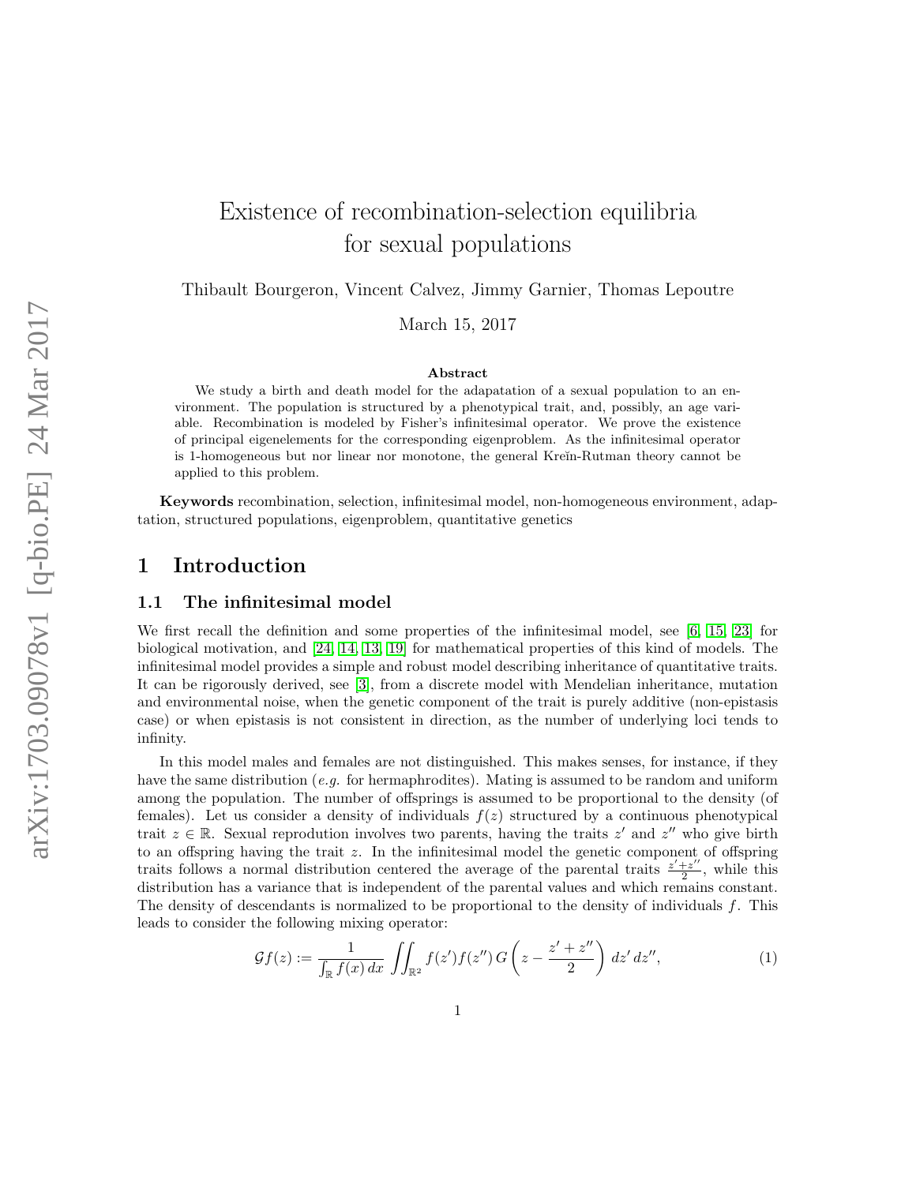# Existence of recombination-selection equilibria for sexual populations

Thibault Bourgeron, Vincent Calvez, Jimmy Garnier, Thomas Lepoutre

March 15, 2017

**Abstract**

We study a birth and death model for the adapatation of a sexual population to an environment. The population is structured by a phenotypical trait, and, possibly, an age variable. Recombination is modeled by Fisher's infinitesimal operator. We prove the existence of principal eigenelements for the corresponding eigenproblem. As the infinitesimal operator is 1-homogeneous but nor linear nor monotone, the general Kreĭn-Rutman theory cannot be applied to this problem.

**Keywords** recombination, selection, infinitesimal model, non-homogeneous environment, adaptation, structured populations, eigenproblem, quantitative genetics

## 1 Introduction

### 1.1 The infinitesimal model

We first recall the definition and some properties of the infinitesimal model, see [6, 15, 23] for biological motivation, and [24, 14, 13, 19] for mathematical properties of this kind of models. The infinitesimal model provides a simple and robust model describing inheritance of quantitative traits. It can be rigorously derived, see [3], from a discrete model with Mendelian inheritance, mutation and environmental noise, when the genetic component of the trait is purely additive (non-epistasis case) or when epistasis is not consistent in direction, as the number of underlying loci tends to infinity.

In this model males and females are not distinguished. This makes senses, for instance, if they have the same distribution (*e.g.* for hermaphrodites). Mating is assumed to be random and uniform among the population. The number of offsprings is assumed to be proportional to the density (of females). Let us consider a density of individuals $f(z)$ structured by a continuous phenotypical trait $z \in \mathbb{R}$. Sexual reprodution involves two parents, having the traits $z'$ and $z''$ who give birth to an offspring having the trait $z$. In the infinitesimal model the genetic component of offspring traits follows a normal distribution centered the average of the parental traits $\frac{z'+z''}{2}$, while this distribution has a variance that is independent of the parental values and which remains constant. The density of descendants is normalized to be proportional to the density of individuals $f$. This leads to consider the following mixing operator:

$$\mathcal{G}f(z) := \frac{1}{\int_{\mathbb{R}} f(x)\,dx} \iint_{\mathbb{R}^2} f(z')f(z'')\,G\left(z - \frac{z'+z''}{2}\right)\,dz'\,dz'', \tag{1}$$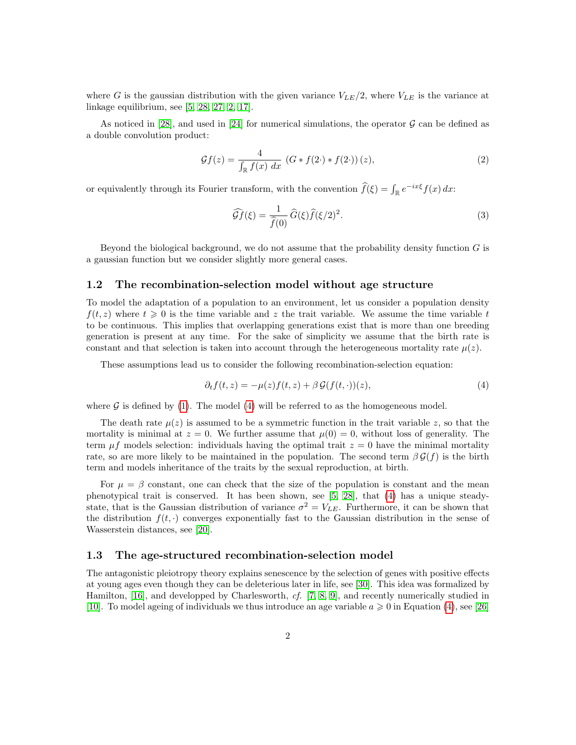where $G$ is the gaussian distribution with the given variance $V_{LE}/2$, where $V_{LE}$ is the variance at linkage equilibrium, see [5, 28, 27, 2, 17].

As noticed in [28], and used in [24] for numerical simulations, the operator $\mathcal{G}$ can be defined as a double convolution product:

$$\mathcal{G}f(z) = \frac{4}{\int_{\mathbb{R}} f(x)\, dx}\, \left(G * f(2\cdot) * f(2\cdot)\right)(z), \tag{2}$$

or equivalently through its Fourier transform, with the convention $\widehat{f}(\xi) = \int_{\mathbb{R}} e^{-ix\xi} f(x)\, dx$:

$$\widehat{\mathcal{G}f}(\xi) = \frac{1}{\widehat{f}(0)}\, \widehat{G}(\xi) \widehat{f}(\xi/2)^2. \tag{3}$$

Beyond the biological background, we do not assume that the probability density function $G$ is a gaussian function but we consider slightly more general cases.

### 1.2 The recombination-selection model without age structure

To model the adaptation of a population to an environment, let us consider a population density $f(t, z)$ where $t \geqslant 0$ is the time variable and $z$ the trait variable. We assume the time variable $t$ to be continuous. This implies that overlapping generations exist that is more than one breeding generation is present at any time. For the sake of simplicity we assume that the birth rate is constant and that selection is taken into account through the heterogeneous mortality rate $\mu(z)$.

These assumptions lead us to consider the following recombination-selection equation:

$$\partial_t f(t, z) = -\mu(z) f(t, z) + \beta\, \mathcal{G}(f(t, \cdot))(z), \tag{4}$$

where $\mathcal{G}$ is defined by (1). The model (4) will be referred to as the homogeneous model.

The death rate $\mu(z)$ is assumed to be a symmetric function in the trait variable $z$, so that the mortality is minimal at $z = 0$. We further assume that $\mu(0) = 0$, without loss of generality. The term $\mu f$ models selection: individuals having the optimal trait $z = 0$ have the minimal mortality rate, so are more likely to be maintained in the population. The second term $\beta\, \mathcal{G}(f)$ is the birth term and models inheritance of the traits by the sexual reproduction, at birth.

For $\mu = \beta$ constant, one can check that the size of the population is constant and the mean phenotypical trait is conserved. It has been shown, see [5, 28], that (4) has a unique steady-state, that is the Gaussian distribution of variance $\sigma^2 = V_{LE}$. Furthermore, it can be shown that the distribution $f(t, \cdot)$ converges exponentially fast to the Gaussian distribution in the sense of Wasserstein distances, see [20].

### 1.3 The age-structured recombination-selection model

The antagonistic pleiotropy theory explains senescence by the selection of genes with positive effects at young ages even though they can be deleterious later in life, see [30]. This idea was formalized by Hamilton, [16], and developped by Charlesworth, *cf.* [7, 8, 9], and recently numerically studied in [10]. To model ageing of individuals we thus introduce an age variable $a \geqslant 0$ in Equation (4), see [26]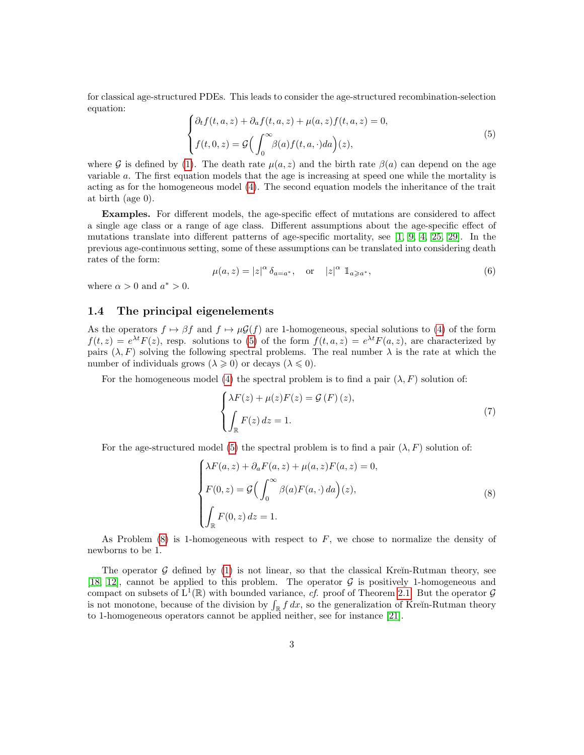for classical age-structured PDEs. This leads to consider the age-structured recombination-selection equation:

$$
\begin{cases}
\partial_t f(t,a,z) + \partial_a f(t,a,z) + \mu(a,z) f(t,a,z) = 0, \\
f(t,0,z) = \mathcal{G}\Big( \displaystyle\int_0^\infty \beta(a) f(t,a,\cdot) da \Big)(z),
\end{cases}
\tag{5}
$$

where $\mathcal{G}$ is defined by (1). The death rate $\mu(a,z)$ and the birth rate $\beta(a)$ can depend on the age variable $a$. The first equation models that the age is increasing at speed one while the mortality is acting as for the homogeneous model (4). The second equation models the inheritance of the trait at birth (age 0).

**Examples.** For different models, the age-specific effect of mutations are considered to affect a single age class or a range of age class. Different assumptions about the age-specific effect of mutations translate into different patterns of age-specific mortality, see [1, 9, 4, 25, 29]. In the previous age-continuous setting, some of these assumptions can be translated into considering death rates of the form:

$$
\mu(a,z) = |z|^\alpha \, \delta_{a=a^*}, \quad \text{or} \quad |z|^\alpha \, \mathbb{1}_{a \geqslant a^*},
\tag{6}
$$

where $\alpha > 0$ and $a^* > 0$.

## 1.4 The principal eigenelements

As the operators $f \mapsto \beta f$ and $f \mapsto \mu \mathcal{G}(f)$ are 1-homogeneous, special solutions to (4) of the form $f(t,z) = e^{\lambda t} F(z)$, resp. solutions to (5) of the form $f(t,a,z) = e^{\lambda t} F(a,z)$, are characterized by pairs $(\lambda, F)$ solving the following spectral problems. The real number $\lambda$ is the rate at which the number of individuals grows ($\lambda \geqslant 0$) or decays ($\lambda \leqslant 0$).

For the homogeneous model (4) the spectral problem is to find a pair $(\lambda, F)$ solution of:

$$
\begin{cases}
\lambda F(z) + \mu(z) F(z) = \mathcal{G}\left(F\right)(z), \\
\displaystyle\int_{\mathbb{R}} F(z)\, dz = 1.
\end{cases}
\tag{7}
$$

For the age-structured model (5) the spectral problem is to find a pair $(\lambda, F)$ solution of:

$$
\begin{cases}
\lambda F(a,z) + \partial_a F(a,z) + \mu(a,z) F(a,z) = 0, \\
F(0,z) = \mathcal{G}\Big( \displaystyle\int_0^\infty \beta(a) F(a,\cdot)\, da \Big)(z), \\
\displaystyle\int_{\mathbb{R}} F(0,z)\, dz = 1.
\end{cases}
\tag{8}
$$

As Problem (8) is 1-homogeneous with respect to $F$, we chose to normalize the density of newborns to be 1.

The operator $\mathcal{G}$ defined by (1) is not linear, so that the classical Kreĭn-Rutman theory, see [18, 12], cannot be applied to this problem. The operator $\mathcal{G}$ is positively 1-homogeneous and compact on subsets of $\mathrm{L}^1(\mathbb{R})$ with bounded variance, *cf.* proof of Theorem 2.1. But the operator $\mathcal{G}$ is not monotone, because of the division by $\int_{\mathbb{R}} f\, dx$, so the generalization of Kreĭn-Rutman theory to 1-homogeneous operators cannot be applied neither, see for instance [21].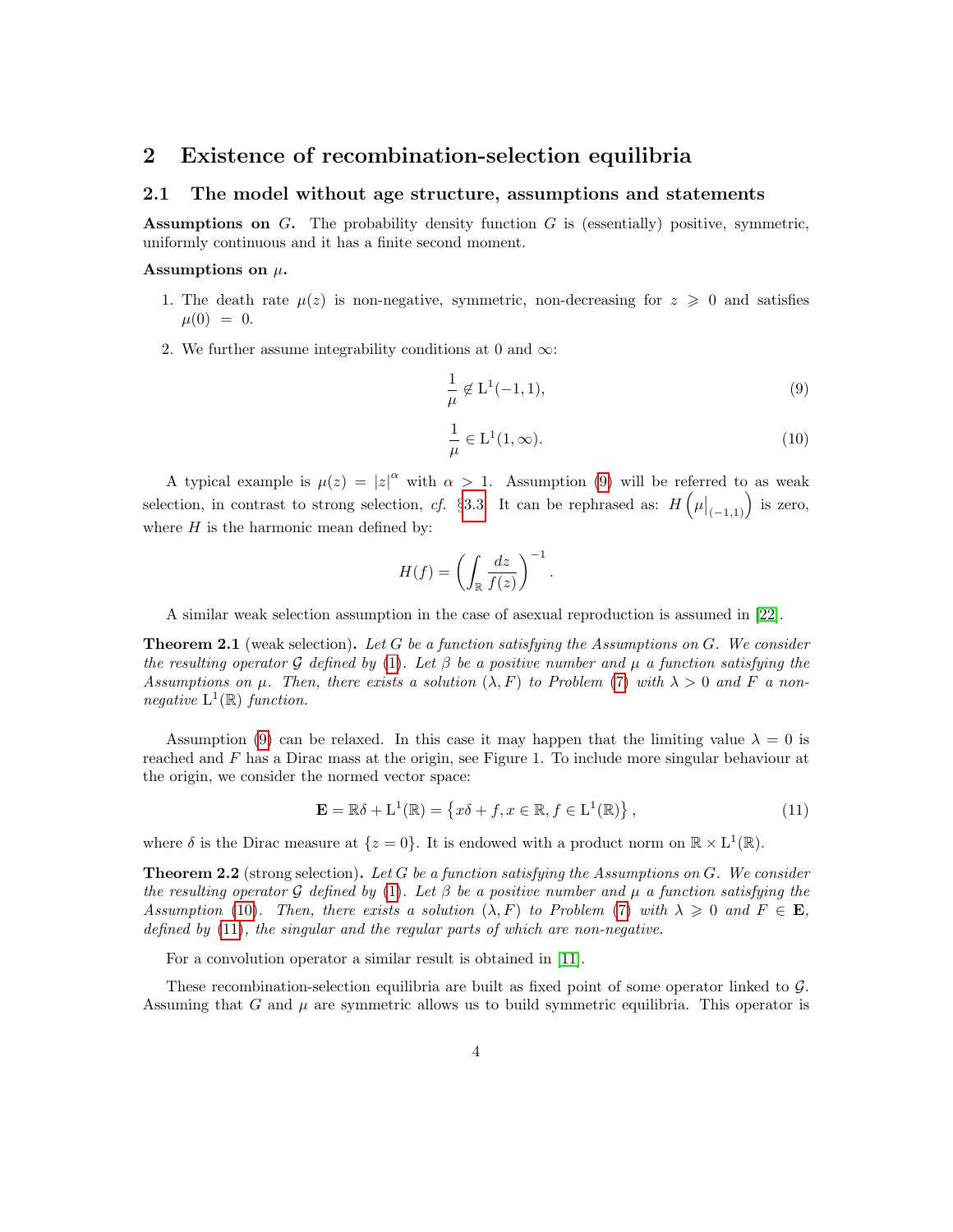## 2 Existence of recombination-selection equilibria

### 2.1 The model without age structure, assumptions and statements

**Assumptions on $G$.** The probability density function $G$ is (essentially) positive, symmetric, uniformly continuous and it has a finite second moment.

**Assumptions on $\mu$.**

1. The death rate $\mu(z)$ is non-negative, symmetric, non-decreasing for $z \geqslant 0$ and satisfies $\mu(0) = 0$.
2. We further assume integrability conditions at 0 and $\infty$:

$$\frac{1}{\mu} \notin \mathrm{L}^1(-1,1), \tag{9}$$

$$\frac{1}{\mu} \in \mathrm{L}^1(1,\infty). \tag{10}$$

A typical example is $\mu(z) = |z|^\alpha$ with $\alpha > 1$. Assumption (9) will be referred to as weak selection, in contrast to strong selection, *cf.* §3.3. It can be rephrased as: $H\left(\mu\big|_{(-1,1)}\right)$ is zero, where $H$ is the harmonic mean defined by:

$$H(f) = \left(\int_{\mathbb{R}} \frac{dz}{f(z)}\right)^{-1}.$$

A similar weak selection assumption in the case of asexual reproduction is assumed in [22].

**Theorem 2.1** (weak selection)**.** *Let $G$ be a function satisfying the Assumptions on $G$. We consider the resulting operator $\mathcal{G}$ defined by (1). Let $\beta$ be a positive number and $\mu$ a function satisfying the Assumptions on $\mu$. Then, there exists a solution $(\lambda, F)$ to Problem (7) with $\lambda > 0$ and $F$ a non-negative $\mathrm{L}^1(\mathbb{R})$ function.*

Assumption (9) can be relaxed. In this case it may happen that the limiting value $\lambda = 0$ is reached and $F$ has a Dirac mass at the origin, see Figure 1. To include more singular behaviour at the origin, we consider the normed vector space:

$$\mathbf{E} = \mathbb{R}\delta + \mathrm{L}^1(\mathbb{R}) = \left\{x\delta + f, x \in \mathbb{R}, f \in \mathrm{L}^1(\mathbb{R})\right\}, \tag{11}$$

where $\delta$ is the Dirac measure at $\{z = 0\}$. It is endowed with a product norm on $\mathbb{R} \times \mathrm{L}^1(\mathbb{R})$.

**Theorem 2.2** (strong selection)**.** *Let $G$ be a function satisfying the Assumptions on $G$. We consider the resulting operator $\mathcal{G}$ defined by (1). Let $\beta$ be a positive number and $\mu$ a function satisfying the Assumption (10). Then, there exists a solution $(\lambda, F)$ to Problem (7) with $\lambda \geqslant 0$ and $F \in \mathbf{E}$, defined by (11), the singular and the regular parts of which are non-negative.*

For a convolution operator a similar result is obtained in [11].

These recombination-selection equilibria are built as fixed point of some operator linked to $\mathcal{G}$. Assuming that $G$ and $\mu$ are symmetric allows us to build symmetric equilibria. This operator is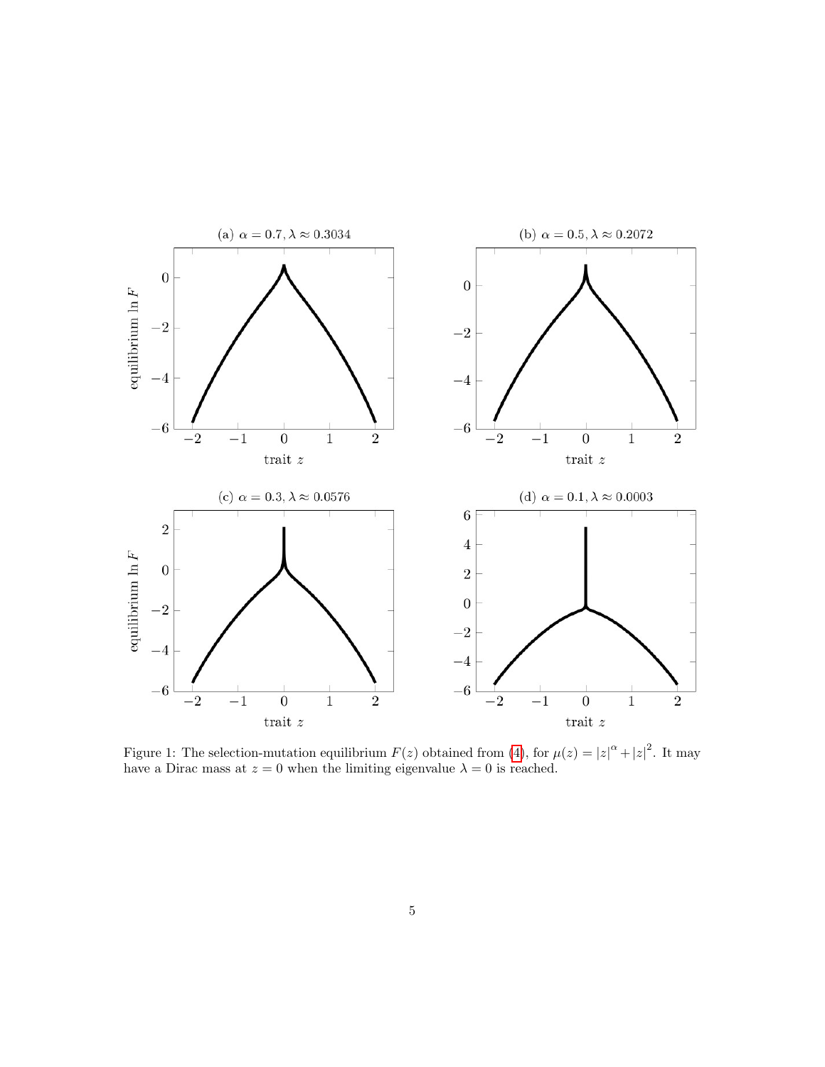Figure 1: The selection-mutation equilibrium $F(z)$ obtained from (4), for $\mu(z) = |z|^{\alpha} + |z|^{2}$. It may have a Dirac mass at $z = 0$ when the limiting eigenvalue $\lambda = 0$ is reached.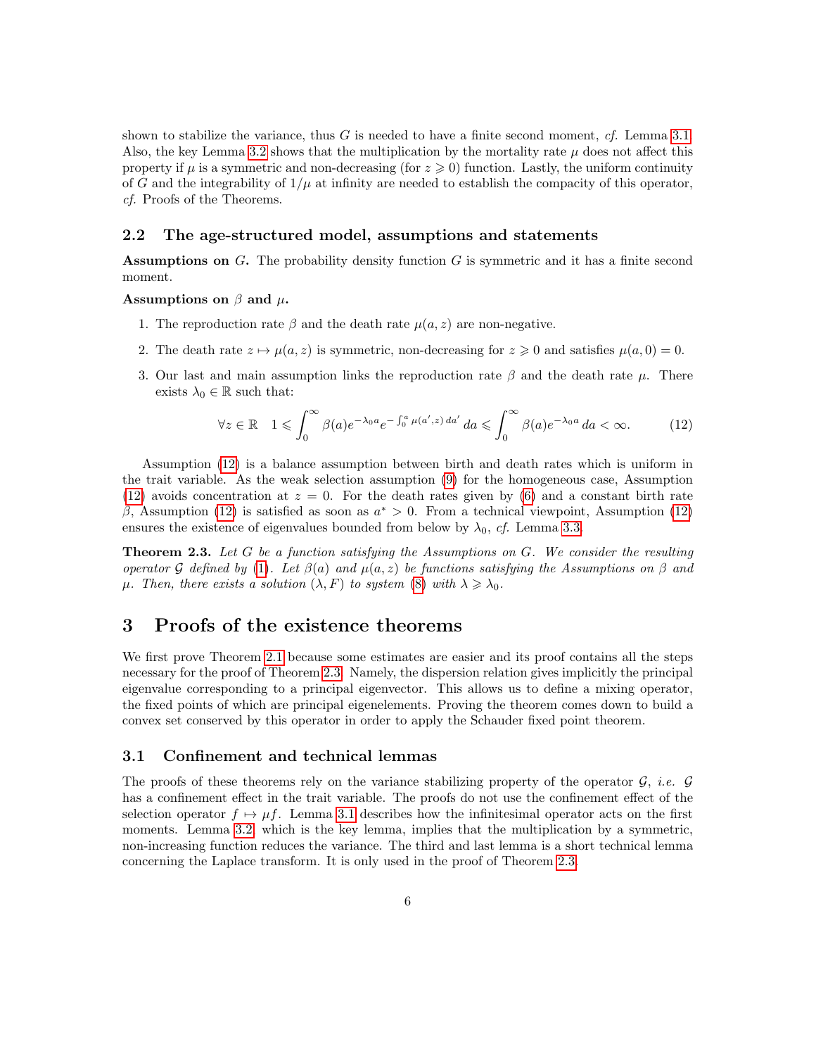shown to stabilize the variance, thus $G$ is needed to have a finite second moment, *cf.* Lemma 3.1. Also, the key Lemma 3.2 shows that the multiplication by the mortality rate $\mu$ does not affect this property if $\mu$ is a symmetric and non-decreasing (for $z \geqslant 0$) function. Lastly, the uniform continuity of $G$ and the integrability of $1/\mu$ at infinity are needed to establish the compacity of this operator, *cf.* Proofs of the Theorems.

### 2.2 The age-structured model, assumptions and statements

**Assumptions on $G$.** The probability density function $G$ is symmetric and it has a finite second moment.

**Assumptions on $\beta$ and $\mu$.**

1. The reproduction rate $\beta$ and the death rate $\mu(a, z)$ are non-negative.
2. The death rate $z \mapsto \mu(a, z)$ is symmetric, non-decreasing for $z \geqslant 0$ and satisfies $\mu(a, 0) = 0$.
3. Our last and main assumption links the reproduction rate $\beta$ and the death rate $\mu$. There exists $\lambda_0 \in \mathbb{R}$ such that:

$$\forall z \in \mathbb{R} \quad 1 \leqslant \int_0^\infty \beta(a) e^{-\lambda_0 a} e^{-\int_0^a \mu(a', z)\, da'}\, da \leqslant \int_0^\infty \beta(a) e^{-\lambda_0 a}\, da < \infty. \tag{12}$$

Assumption (12) is a balance assumption between birth and death rates which is uniform in the trait variable. As the weak selection assumption (9) for the homogeneous case, Assumption (12) avoids concentration at $z = 0$. For the death rates given by (6) and a constant birth rate $\beta$, Assumption (12) is satisfied as soon as $a^* > 0$. From a technical viewpoint, Assumption (12) ensures the existence of eigenvalues bounded from below by $\lambda_0$, *cf.* Lemma 3.3.

**Theorem 2.3.** *Let $G$ be a function satisfying the Assumptions on $G$. We consider the resulting operator $\mathcal{G}$ defined by (1). Let $\beta(a)$ and $\mu(a, z)$ be functions satisfying the Assumptions on $\beta$ and $\mu$. Then, there exists a solution $(\lambda, F)$ to system (8) with $\lambda \geqslant \lambda_0$.*

## 3 Proofs of the existence theorems

We first prove Theorem 2.1 because some estimates are easier and its proof contains all the steps necessary for the proof of Theorem 2.3. Namely, the dispersion relation gives implicitly the principal eigenvalue corresponding to a principal eigenvector. This allows us to define a mixing operator, the fixed points of which are principal eigenelements. Proving the theorem comes down to build a convex set conserved by this operator in order to apply the Schauder fixed point theorem.

### 3.1 Confinement and technical lemmas

The proofs of these theorems rely on the variance stabilizing property of the operator $\mathcal{G}$, *i.e.* $\mathcal{G}$ has a confinement effect in the trait variable. The proofs do not use the confinement effect of the selection operator $f \mapsto \mu f$. Lemma 3.1 describes how the infinitesimal operator acts on the first moments. Lemma 3.2, which is the key lemma, implies that the multiplication by a symmetric, non-increasing function reduces the variance. The third and last lemma is a short technical lemma concerning the Laplace transform. It is only used in the proof of Theorem 2.3.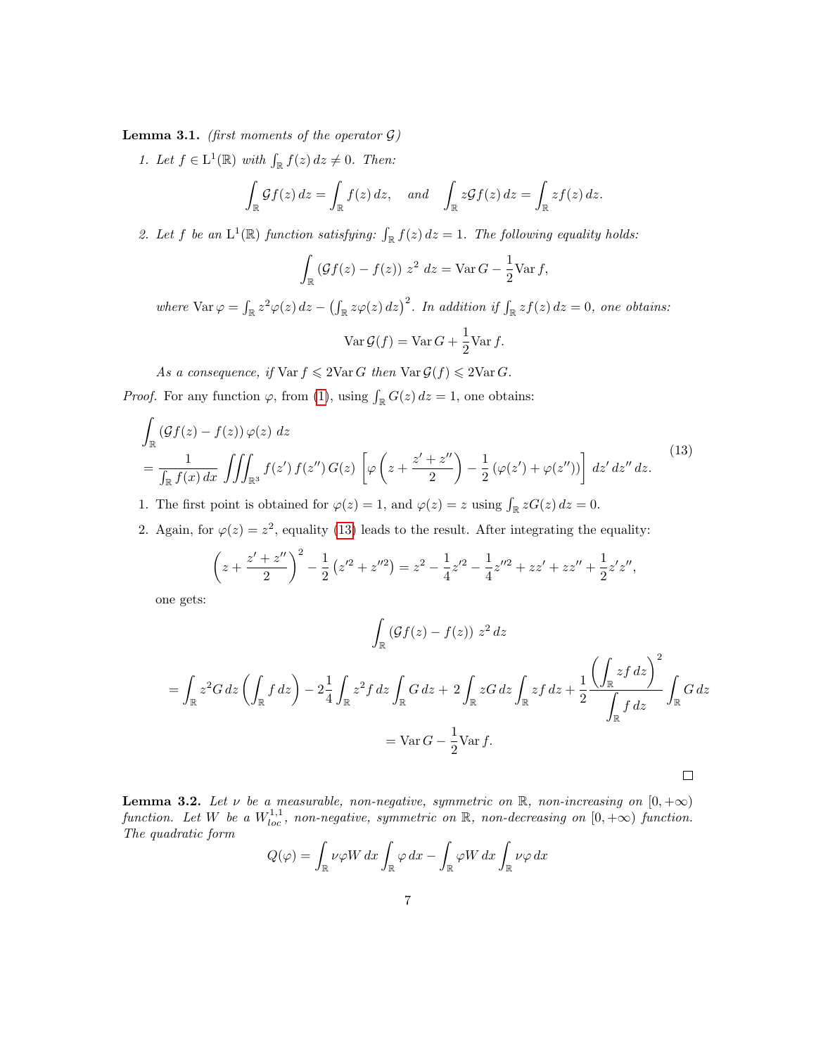**Lemma 3.1.** *(first moments of the operator $\mathcal{G}$)*

1. *Let $f \in \mathrm{L}^1(\mathbb{R})$ with $\int_{\mathbb{R}} f(z)\,dz \neq 0$. Then:*

$$\int_{\mathbb{R}} \mathcal{G}f(z)\,dz = \int_{\mathbb{R}} f(z)\,dz, \quad \text{and} \quad \int_{\mathbb{R}} z\mathcal{G}f(z)\,dz = \int_{\mathbb{R}} zf(z)\,dz.$$

2. *Let $f$ be an $\mathrm{L}^1(\mathbb{R})$ function satisfying: $\int_{\mathbb{R}} f(z)\,dz = 1$. The following equality holds:*

$$\int_{\mathbb{R}} \left(\mathcal{G}f(z) - f(z)\right)\, z^2\; dz = \mathrm{Var}\, G - \frac{1}{2}\mathrm{Var}\, f,$$

*where $\mathrm{Var}\,\varphi = \int_{\mathbb{R}} z^2\varphi(z)\,dz - \left(\int_{\mathbb{R}} z\varphi(z)\,dz\right)^2$. In addition if $\int_{\mathbb{R}} zf(z)\,dz = 0$, one obtains:*

$$\mathrm{Var}\,\mathcal{G}(f) = \mathrm{Var}\, G + \frac{1}{2}\mathrm{Var}\, f.$$

*As a consequence, if $\mathrm{Var}\, f \leqslant 2\mathrm{Var}\, G$ then $\mathrm{Var}\,\mathcal{G}(f) \leqslant 2\mathrm{Var}\, G$.*

*Proof.* For any function $\varphi$, from (1), using $\int_{\mathbb{R}} G(z)\,dz = 1$, one obtains:

$$\begin{aligned}
&\int_{\mathbb{R}} \left(\mathcal{G}f(z) - f(z)\right)\varphi(z)\; dz \\
&= \frac{1}{\int_{\mathbb{R}} f(x)\,dx} \iiint_{\mathbb{R}^3} f(z')\, f(z'')\, G(z)\, \left[\varphi\left(z + \frac{z'+z''}{2}\right) - \frac{1}{2}\left(\varphi(z') + \varphi(z'')\right)\right]\, dz'\, dz''\, dz.
\end{aligned} \tag{13}$$

1. The first point is obtained for $\varphi(z) = 1$, and $\varphi(z) = z$ using $\int_{\mathbb{R}} zG(z)\,dz = 0$.

2. Again, for $\varphi(z) = z^2$, equality (13) leads to the result. After integrating the equality:

$$\left(z + \frac{z'+z''}{2}\right)^2 - \frac{1}{2}\left(z'^2 + z''^2\right) = z^2 - \frac{1}{4}z'^2 - \frac{1}{4}z''^2 + zz' + zz'' + \frac{1}{2}z'z'',$$

one gets:

$$\begin{aligned}
&\int_{\mathbb{R}} \left(\mathcal{G}f(z) - f(z)\right)\, z^2\, dz \\
&= \int_{\mathbb{R}} z^2 G\,dz\left(\int_{\mathbb{R}} f\,dz\right) - 2\frac{1}{4}\int_{\mathbb{R}} z^2 f\,dz \int_{\mathbb{R}} G\,dz + 2\int_{\mathbb{R}} zG\,dz\int_{\mathbb{R}} zf\,dz + \frac{1}{2}\frac{\left(\int_{\mathbb{R}} zf\,dz\right)^2}{\int_{\mathbb{R}} f\,dz}\int_{\mathbb{R}} G\,dz \\
&= \mathrm{Var}\, G - \frac{1}{2}\mathrm{Var}\, f.
\end{aligned}$$

$\square$

**Lemma 3.2.** *Let $\nu$ be a measurable, non-negative, symmetric on $\mathbb{R}$, non-increasing on $[0, +\infty)$ function. Let $W$ be a $W^{1,1}_{loc}$, non-negative, symmetric on $\mathbb{R}$, non-decreasing on $[0, +\infty)$ function. The quadratic form*

$$Q(\varphi) = \int_{\mathbb{R}} \nu\varphi W\,dx \int_{\mathbb{R}} \varphi\,dx - \int_{\mathbb{R}} \varphi W\,dx \int_{\mathbb{R}} \nu\varphi\,dx$$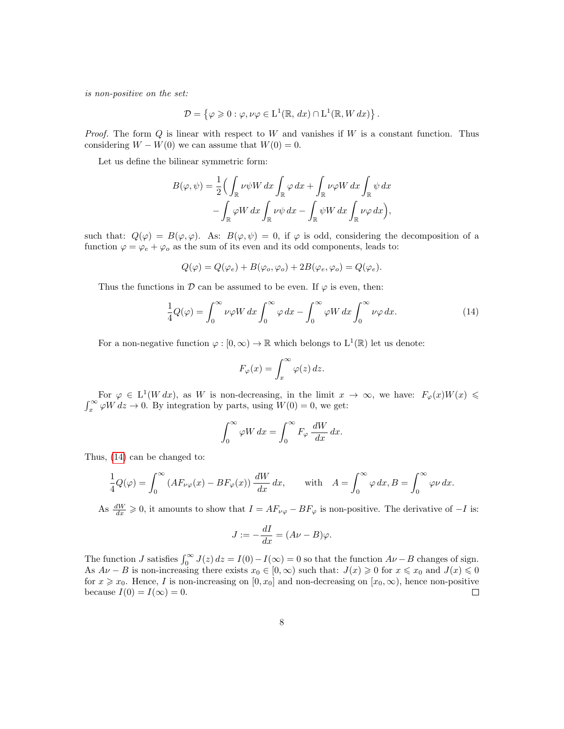*is non-positive on the set:*

$$\mathcal{D} = \left\{ \varphi \geqslant 0 : \varphi, \nu\varphi \in \mathrm{L}^1(\mathbb{R}, dx) \cap \mathrm{L}^1(\mathbb{R}, W\, dx) \right\}.$$

*Proof.* The form $Q$ is linear with respect to $W$ and vanishes if $W$ is a constant function. Thus considering $W - W(0)$ we can assume that $W(0) = 0$.

Let us define the bilinear symmetric form:

$$\begin{aligned} B(\varphi, \psi) = \frac{1}{2}\Big( &\int_{\mathbb{R}} \nu\psi W\, dx \int_{\mathbb{R}} \varphi\, dx + \int_{\mathbb{R}} \nu\varphi W\, dx \int_{\mathbb{R}} \psi\, dx \\ &- \int_{\mathbb{R}} \varphi W\, dx \int_{\mathbb{R}} \nu\psi\, dx - \int_{\mathbb{R}} \psi W\, dx \int_{\mathbb{R}} \nu\varphi\, dx \Big), \end{aligned}$$

such that: $Q(\varphi) = B(\varphi, \varphi)$. As: $B(\varphi, \psi) = 0$, if $\varphi$ is odd, considering the decomposition of a function $\varphi = \varphi_e + \varphi_o$ as the sum of its even and its odd components, leads to:

$$Q(\varphi) = Q(\varphi_e) + B(\varphi_o, \varphi_o) + 2B(\varphi_e, \varphi_o) = Q(\varphi_e).$$

Thus the functions in $\mathcal{D}$ can be assumed to be even. If $\varphi$ is even, then:

$$\frac{1}{4}Q(\varphi) = \int_0^\infty \nu\varphi W\, dx \int_0^\infty \varphi\, dx - \int_0^\infty \varphi W\, dx \int_0^\infty \nu\varphi\, dx. \tag{14}$$

For a non-negative function $\varphi : [0, \infty) \to \mathbb{R}$ which belongs to $\mathrm{L}^1(\mathbb{R})$ let us denote:

$$F_\varphi(x) = \int_x^\infty \varphi(z)\, dz.$$

For $\varphi \in \mathrm{L}^1(W\, dx)$, as $W$ is non-decreasing, in the limit $x \to \infty$, we have: $F_\varphi(x) W(x) \leqslant \int_x^\infty \varphi W\, dz \to 0$. By integration by parts, using $W(0) = 0$, we get:

$$\int_0^\infty \varphi W\, dx = \int_0^\infty F_\varphi \, \frac{dW}{dx}\, dx.$$

Thus, (14) can be changed to:

$$\frac{1}{4}Q(\varphi) = \int_0^\infty \left(AF_{\nu\varphi}(x) - BF_\varphi(x)\right) \frac{dW}{dx}\, dx, \qquad \text{with} \quad A = \int_0^\infty \varphi\, dx, B = \int_0^\infty \varphi\nu\, dx.$$

As $\frac{dW}{dx} \geqslant 0$, it amounts to show that $I = AF_{\nu\varphi} - BF_\varphi$ is non-positive. The derivative of $-I$ is:

$$J := -\frac{dI}{dx} = (A\nu - B)\varphi.$$

The function $J$ satisfies $\int_0^\infty J(z)\, dz = I(0) - I(\infty) = 0$ so that the function $A\nu - B$ changes of sign. As $A\nu - B$ is non-increasing there exists $x_0 \in [0, \infty)$ such that: $J(x) \geqslant 0$ for $x \leqslant x_0$ and $J(x) \leqslant 0$ for $x \geqslant x_0$. Hence, $I$ is non-increasing on $[0, x_0]$ and non-decreasing on $[x_0, \infty)$, hence non-positive because $I(0) = I(\infty) = 0$. $\square$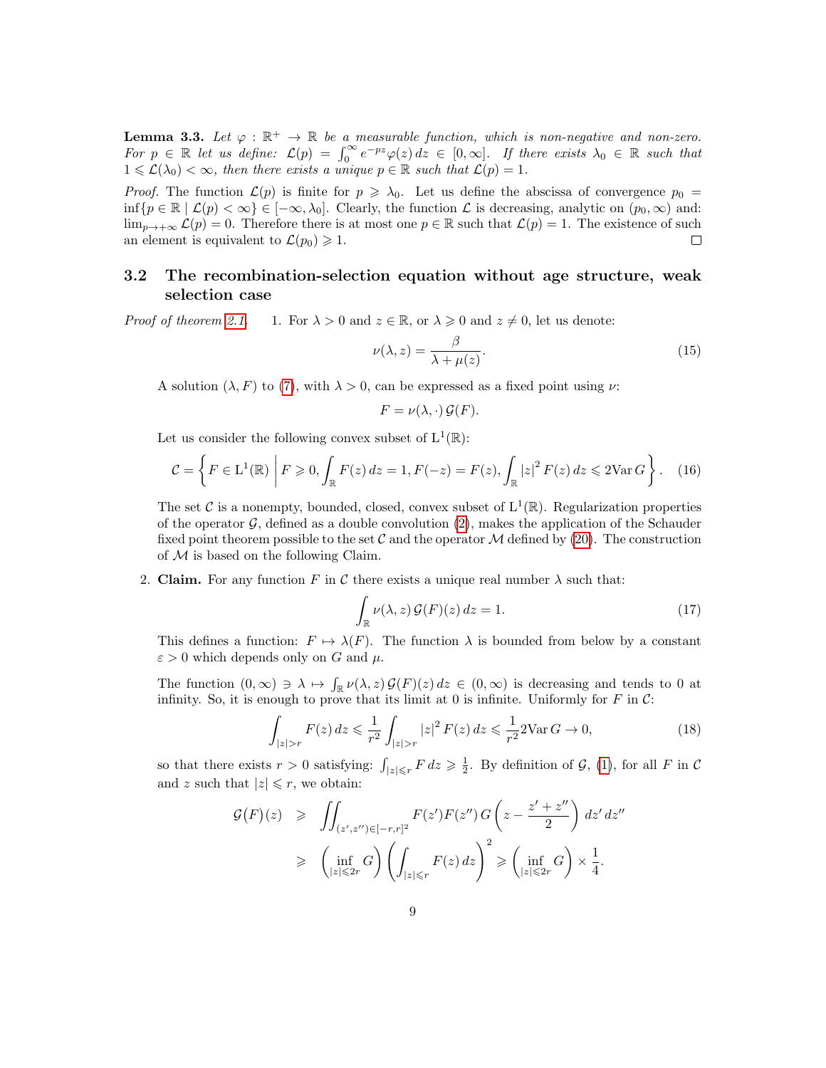**Lemma 3.3.** *Let $\varphi : \mathbb{R}^+ \to \mathbb{R}$ be a measurable function, which is non-negative and non-zero. For $p \in \mathbb{R}$ let us define: $\mathcal{L}(p) = \int_0^\infty e^{-pz}\varphi(z)\,dz \in [0,\infty]$. If there exists $\lambda_0 \in \mathbb{R}$ such that $1 \leqslant \mathcal{L}(\lambda_0) < \infty$, then there exists a unique $p \in \mathbb{R}$ such that $\mathcal{L}(p) = 1$.*

*Proof.* The function $\mathcal{L}(p)$ is finite for $p \geqslant \lambda_0$. Let us define the abscissa of convergence $p_0 = \inf\{p \in \mathbb{R} \mid \mathcal{L}(p) < \infty\} \in [-\infty, \lambda_0]$. Clearly, the function $\mathcal{L}$ is decreasing, analytic on $(p_0,\infty)$ and: $\lim_{p\to+\infty} \mathcal{L}(p) = 0$. Therefore there is at most one $p \in \mathbb{R}$ such that $\mathcal{L}(p) = 1$. The existence of such an element is equivalent to $\mathcal{L}(p_0) \geqslant 1$. □

## 3.2 The recombination-selection equation without age structure, weak selection case

*Proof of theorem 2.1.* 1. For $\lambda > 0$ and $z \in \mathbb{R}$, or $\lambda \geqslant 0$ and $z \neq 0$, let us denote:

$$\nu(\lambda, z) = \frac{\beta}{\lambda + \mu(z)}. \tag{15}$$

A solution $(\lambda, F)$ to (7), with $\lambda > 0$, can be expressed as a fixed point using $\nu$:

$$F = \nu(\lambda,\cdot)\,\mathcal{G}(F).$$

Let us consider the following convex subset of $\mathrm{L}^1(\mathbb{R})$:

$$\mathcal{C} = \left\{ F \in \mathrm{L}^1(\mathbb{R}) \;\middle|\; F \geqslant 0, \int_{\mathbb{R}} F(z)\,dz = 1, F(-z) = F(z), \int_{\mathbb{R}} |z|^2 F(z)\,dz \leqslant 2\mathrm{Var}\,G \right\}. \tag{16}$$

The set $\mathcal{C}$ is a nonempty, bounded, closed, convex subset of $\mathrm{L}^1(\mathbb{R})$. Regularization properties of the operator $\mathcal{G}$, defined as a double convolution (2), makes the application of the Schauder fixed point theorem possible to the set $\mathcal{C}$ and the operator $\mathcal{M}$ defined by (20). The construction of $\mathcal{M}$ is based on the following Claim.

2. **Claim.** For any function $F$ in $\mathcal{C}$ there exists a unique real number $\lambda$ such that:

$$\int_{\mathbb{R}} \nu(\lambda, z)\,\mathcal{G}(F)(z)\,dz = 1. \tag{17}$$

This defines a function: $F \mapsto \lambda(F)$. The function $\lambda$ is bounded from below by a constant $\varepsilon > 0$ which depends only on $G$ and $\mu$.

The function $(0,\infty) \ni \lambda \mapsto \int_{\mathbb{R}} \nu(\lambda, z)\,\mathcal{G}(F)(z)\,dz \in (0,\infty)$ is decreasing and tends to 0 at infinity. So, it is enough to prove that its limit at 0 is infinite. Uniformly for $F$ in $\mathcal{C}$:

$$\int_{|z|>r} F(z)\,dz \leqslant \frac{1}{r^2}\int_{|z|>r} |z|^2 F(z)\,dz \leqslant \frac{1}{r^2} 2\mathrm{Var}\,G \to 0, \tag{18}$$

so that there exists $r > 0$ satisfying: $\int_{|z|\leqslant r} F\,dz \geqslant \frac{1}{2}$. By definition of $\mathcal{G}$, (1), for all $F$ in $\mathcal{C}$ and $z$ such that $|z| \leqslant r$, we obtain:

$$\begin{aligned}
\mathcal{G}(F)(z) &\geqslant \iint_{(z',z'')\in[-r,r]^2} F(z')F(z'')\,G\left(z - \frac{z'+z''}{2}\right) dz'\,dz'' \\
&\geqslant \left(\inf_{|z|\leqslant 2r} G\right)\left(\int_{|z|\leqslant r} F(z)\,dz\right)^2 \geqslant \left(\inf_{|z|\leqslant 2r} G\right) \times \frac{1}{4}.
\end{aligned}$$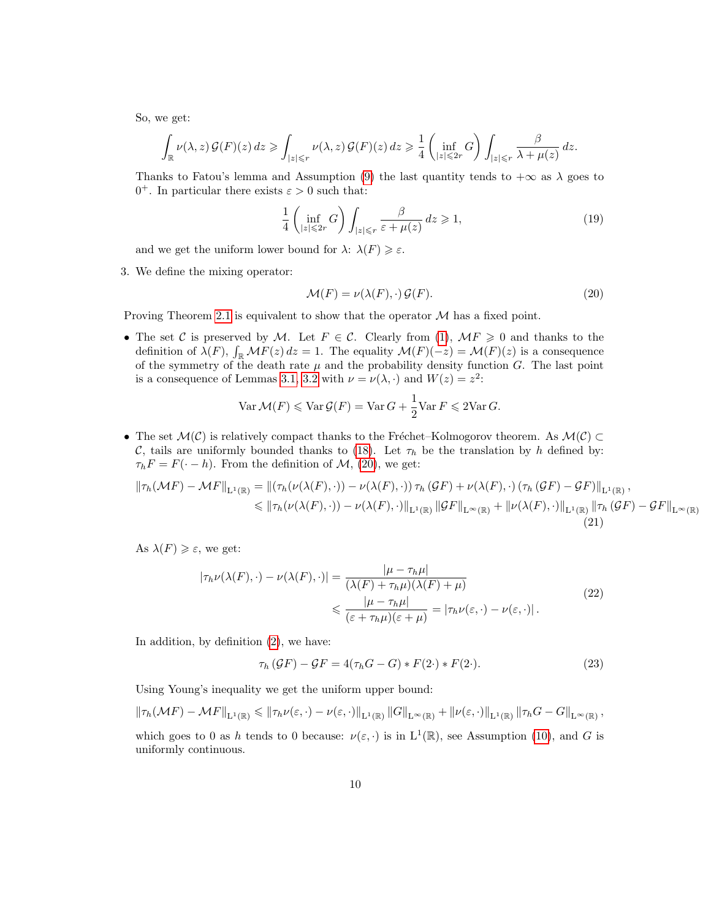So, we get:

$$\int_{\mathbb{R}} \nu(\lambda, z)\, \mathcal{G}(F)(z)\, dz \geqslant \int_{|z|\leqslant r} \nu(\lambda, z)\, \mathcal{G}(F)(z)\, dz \geqslant \frac{1}{4}\left(\inf_{|z|\leqslant 2r} G\right) \int_{|z|\leqslant r} \frac{\beta}{\lambda + \mu(z)}\, dz.$$

Thanks to Fatou's lemma and Assumption (9) the last quantity tends to $+\infty$ as $\lambda$ goes to $0^+$. In particular there exists $\varepsilon > 0$ such that:

$$\frac{1}{4}\left(\inf_{|z|\leqslant 2r} G\right) \int_{|z|\leqslant r} \frac{\beta}{\varepsilon + \mu(z)}\, dz \geqslant 1, \tag{19}$$

and we get the uniform lower bound for $\lambda$: $\lambda(F) \geqslant \varepsilon$.

3. We define the mixing operator:

$$\mathcal{M}(F) = \nu(\lambda(F), \cdot)\, \mathcal{G}(F). \tag{20}$$

Proving Theorem 2.1 is equivalent to show that the operator $\mathcal{M}$ has a fixed point.

- The set $\mathcal{C}$ is preserved by $\mathcal{M}$. Let $F \in \mathcal{C}$. Clearly from (1), $\mathcal{M}F \geqslant 0$ and thanks to the definition of $\lambda(F)$, $\int_{\mathbb{R}} \mathcal{M}F(z)\, dz = 1$. The equality $\mathcal{M}(F)(-z) = \mathcal{M}(F)(z)$ is a consequence of the symmetry of the death rate $\mu$ and the probability density function $G$. The last point is a consequence of Lemmas 3.1, 3.2 with $\nu = \nu(\lambda, \cdot)$ and $W(z) = z^2$:

$$\operatorname{Var} \mathcal{M}(F) \leqslant \operatorname{Var} \mathcal{G}(F) = \operatorname{Var} G + \frac{1}{2}\operatorname{Var} F \leqslant 2 \operatorname{Var} G.$$

- The set $\mathcal{M}(\mathcal{C})$ is relatively compact thanks to the Fréchet–Kolmogorov theorem. As $\mathcal{M}(\mathcal{C}) \subset \mathcal{C}$, tails are uniformly bounded thanks to (18). Let $\tau_h$ be the translation by $h$ defined by: $\tau_h F = F(\cdot - h)$. From the definition of $\mathcal{M}$, (20), we get:

$$\begin{aligned}
\|\tau_h(\mathcal{M}F) - \mathcal{M}F\|_{L^1(\mathbb{R})} &= \|(\tau_h(\nu(\lambda(F), \cdot)) - \nu(\lambda(F), \cdot))\, \tau_h(\mathcal{G}F) + \nu(\lambda(F), \cdot)\,(\tau_h(\mathcal{G}F) - \mathcal{G}F)\|_{L^1(\mathbb{R})}, \\
&\leqslant \|\tau_h(\nu(\lambda(F), \cdot)) - \nu(\lambda(F), \cdot)\|_{L^1(\mathbb{R})} \|\mathcal{G}F\|_{L^\infty(\mathbb{R})} + \|\nu(\lambda(F), \cdot)\|_{L^1(\mathbb{R})} \|\tau_h(\mathcal{G}F) - \mathcal{G}F\|_{L^\infty(\mathbb{R})}
\end{aligned} \tag{21}$$

As $\lambda(F) \geqslant \varepsilon$, we get:

$$\begin{aligned}
|\tau_h \nu(\lambda(F), \cdot) - \nu(\lambda(F), \cdot)| &= \frac{|\mu - \tau_h \mu|}{(\lambda(F) + \tau_h \mu)(\lambda(F) + \mu)} \\
&\leqslant \frac{|\mu - \tau_h \mu|}{(\varepsilon + \tau_h \mu)(\varepsilon + \mu)} = |\tau_h \nu(\varepsilon, \cdot) - \nu(\varepsilon, \cdot)|.
\end{aligned} \tag{22}$$

In addition, by definition (2), we have:

$$\tau_h(\mathcal{G}F) - \mathcal{G}F = 4(\tau_h G - G) * F(2\cdot) * F(2\cdot). \tag{23}$$

Using Young's inequality we get the uniform upper bound:

$$\|\tau_h(\mathcal{M}F) - \mathcal{M}F\|_{L^1(\mathbb{R})} \leqslant \|\tau_h \nu(\varepsilon, \cdot) - \nu(\varepsilon, \cdot)\|_{L^1(\mathbb{R})} \|G\|_{L^\infty(\mathbb{R})} + \|\nu(\varepsilon, \cdot)\|_{L^1(\mathbb{R})} \|\tau_h G - G\|_{L^\infty(\mathbb{R})},$$

which goes to 0 as $h$ tends to 0 because: $\nu(\varepsilon, \cdot)$ is in $L^1(\mathbb{R})$, see Assumption (10), and $G$ is uniformly continuous.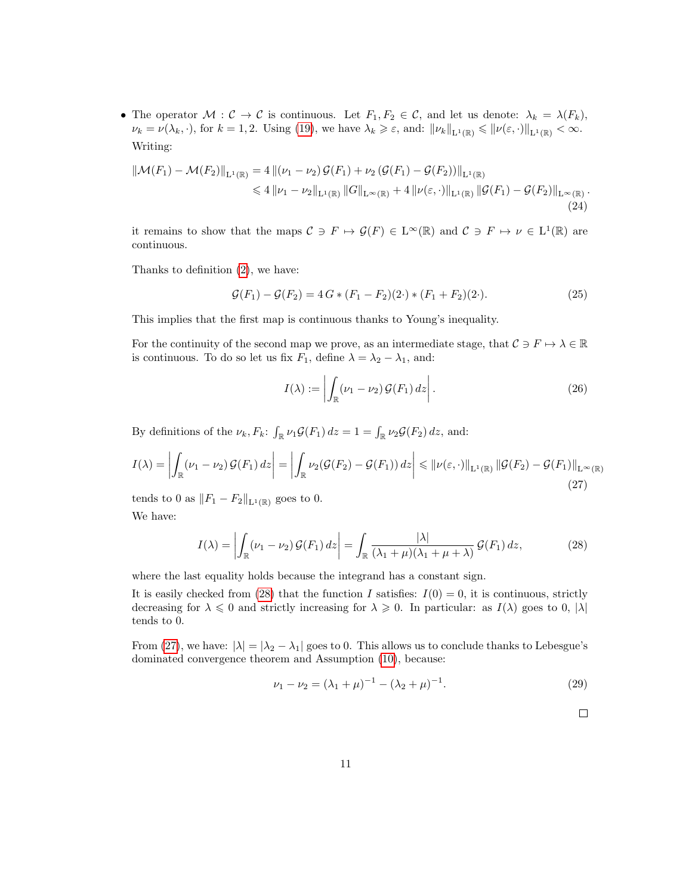- The operator $\mathcal{M} : \mathcal{C} \to \mathcal{C}$ is continuous. Let $F_1, F_2 \in \mathcal{C}$, and let us denote: $\lambda_k = \lambda(F_k)$, $\nu_k = \nu(\lambda_k, \cdot)$, for $k = 1, 2$. Using (19), we have $\lambda_k \geqslant \varepsilon$, and: $\|\nu_k\|_{\mathrm{L}^1(\mathbb{R})} \leqslant \|\nu(\varepsilon, \cdot)\|_{\mathrm{L}^1(\mathbb{R})} < \infty$.

  Writing:

$$
\begin{aligned}
\|\mathcal{M}(F_1) - \mathcal{M}(F_2)\|_{\mathrm{L}^1(\mathbb{R})} &= 4 \left\|(\nu_1 - \nu_2)\, \mathcal{G}(F_1) + \nu_2 \left(\mathcal{G}(F_1) - \mathcal{G}(F_2)\right)\right\|_{\mathrm{L}^1(\mathbb{R})} \\
&\leqslant 4 \|\nu_1 - \nu_2\|_{\mathrm{L}^1(\mathbb{R})} \|G\|_{\mathrm{L}^\infty(\mathbb{R})} + 4 \|\nu(\varepsilon, \cdot)\|_{\mathrm{L}^1(\mathbb{R})} \|\mathcal{G}(F_1) - \mathcal{G}(F_2)\|_{\mathrm{L}^\infty(\mathbb{R})}.
\end{aligned} \tag{24}
$$

  it remains to show that the maps $\mathcal{C} \ni F \mapsto \mathcal{G}(F) \in \mathrm{L}^\infty(\mathbb{R})$ and $\mathcal{C} \ni F \mapsto \nu \in \mathrm{L}^1(\mathbb{R})$ are continuous.

  Thanks to definition (2), we have:

$$
\mathcal{G}(F_1) - \mathcal{G}(F_2) = 4\, G * (F_1 - F_2)(2\cdot) * (F_1 + F_2)(2\cdot). \tag{25}
$$

  This implies that the first map is continuous thanks to Young's inequality.

  For the continuity of the second map we prove, as an intermediate stage, that $\mathcal{C} \ni F \mapsto \lambda \in \mathbb{R}$ is continuous. To do so let us fix $F_1$, define $\lambda = \lambda_2 - \lambda_1$, and:

$$
I(\lambda) := \left| \int_{\mathbb{R}} (\nu_1 - \nu_2)\, \mathcal{G}(F_1)\, dz \right|. \tag{26}
$$

  By definitions of the $\nu_k, F_k$: $\int_{\mathbb{R}} \nu_1 \mathcal{G}(F_1)\, dz = 1 = \int_{\mathbb{R}} \nu_2 \mathcal{G}(F_2)\, dz$, and:

$$
I(\lambda) = \left| \int_{\mathbb{R}} (\nu_1 - \nu_2)\, \mathcal{G}(F_1)\, dz \right| = \left| \int_{\mathbb{R}} \nu_2 (\mathcal{G}(F_2) - \mathcal{G}(F_1))\, dz \right| \leqslant \|\nu(\varepsilon, \cdot)\|_{\mathrm{L}^1(\mathbb{R})} \|\mathcal{G}(F_2) - \mathcal{G}(F_1)\|_{\mathrm{L}^\infty(\mathbb{R})} \tag{27}
$$

  tends to 0 as $\|F_1 - F_2\|_{\mathrm{L}^1(\mathbb{R})}$ goes to 0.

  We have:

$$
I(\lambda) = \left| \int_{\mathbb{R}} (\nu_1 - \nu_2)\, \mathcal{G}(F_1)\, dz \right| = \int_{\mathbb{R}} \frac{|\lambda|}{(\lambda_1 + \mu)(\lambda_1 + \mu + \lambda)}\, \mathcal{G}(F_1)\, dz, \tag{28}
$$

  where the last equality holds because the integrand has a constant sign.

  It is easily checked from (28) that the function $I$ satisfies: $I(0) = 0$, it is continuous, strictly decreasing for $\lambda \leqslant 0$ and strictly increasing for $\lambda \geqslant 0$. In particular: as $I(\lambda)$ goes to 0, $|\lambda|$ tends to 0.

  From (27), we have: $|\lambda| = |\lambda_2 - \lambda_1|$ goes to 0. This allows us to conclude thanks to Lebesgue's dominated convergence theorem and Assumption (10), because:

$$
\nu_1 - \nu_2 = (\lambda_1 + \mu)^{-1} - (\lambda_2 + \mu)^{-1}. \tag{29}
$$

  □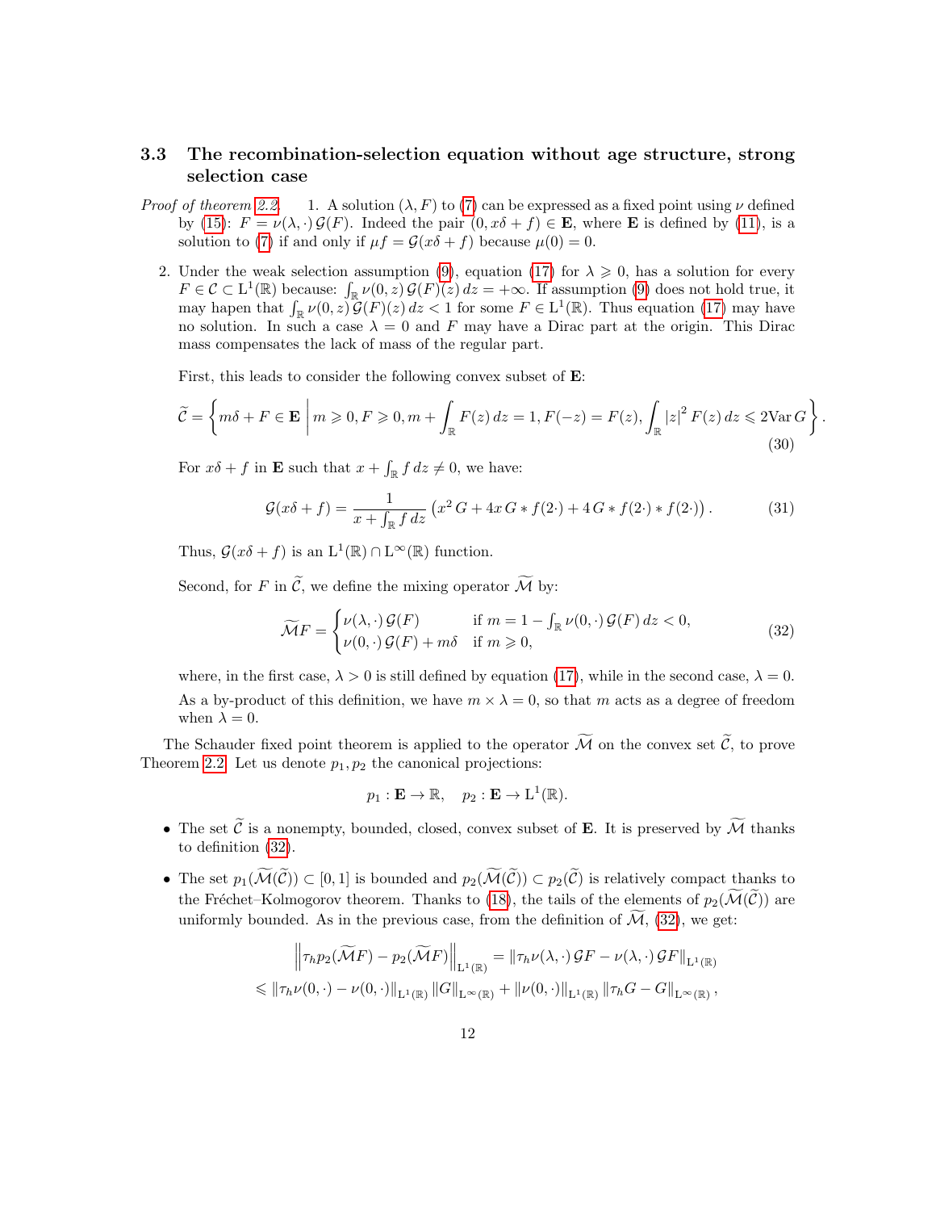### 3.3 The recombination-selection equation without age structure, strong selection case

*Proof of theorem 2.2.* 1. A solution $(\lambda, F)$ to (7) can be expressed as a fixed point using $\nu$ defined by (15): $F = \nu(\lambda, \cdot)\,\mathcal{G}(F)$. Indeed the pair $(0, x\delta + f) \in \mathbf{E}$, where $\mathbf{E}$ is defined by (11), is a solution to (7) if and only if $\mu f = \mathcal{G}(x\delta + f)$ because $\mu(0) = 0$.

2. Under the weak selection assumption (9), equation (17) for $\lambda \geqslant 0$, has a solution for every $F \in \mathcal{C} \subset \mathrm{L}^1(\mathbb{R})$ because: $\int_{\mathbb{R}} \nu(0, z)\,\mathcal{G}(F)(z)\,dz = +\infty$. If assumption (9) does not hold true, it may hapen that $\int_{\mathbb{R}} \nu(0, z)\,\mathcal{G}(F)(z)\,dz < 1$ for some $F \in \mathrm{L}^1(\mathbb{R})$. Thus equation (17) may have no solution. In such a case $\lambda = 0$ and $F$ may have a Dirac part at the origin. This Dirac mass compensates the lack of mass of the regular part.

   First, this leads to consider the following convex subset of $\mathbf{E}$:

$$\widetilde{\mathcal{C}} = \left\{ m\delta + F \in \mathbf{E} \;\middle|\; m \geqslant 0, F \geqslant 0, m + \int_{\mathbb{R}} F(z)\,dz = 1, F(-z) = F(z), \int_{\mathbb{R}} |z|^2 F(z)\,dz \leqslant 2\mathrm{Var}\,G \right\}. \tag{30}$$

   For $x\delta + f$ in $\mathbf{E}$ such that $x + \int_{\mathbb{R}} f\,dz \neq 0$, we have:

$$\mathcal{G}(x\delta + f) = \frac{1}{x + \int_{\mathbb{R}} f\,dz} \left( x^2\, G + 4x\, G * f(2\cdot) + 4\, G * f(2\cdot) * f(2\cdot) \right). \tag{31}$$

   Thus, $\mathcal{G}(x\delta + f)$ is an $\mathrm{L}^1(\mathbb{R}) \cap \mathrm{L}^\infty(\mathbb{R})$ function.

   Second, for $F$ in $\widetilde{\mathcal{C}}$, we define the mixing operator $\widetilde{\mathcal{M}}$ by:

$$\widetilde{\mathcal{M}} F = \begin{cases} \nu(\lambda, \cdot)\,\mathcal{G}(F) & \text{if } m = 1 - \int_{\mathbb{R}} \nu(0, \cdot)\,\mathcal{G}(F)\,dz < 0, \\ \nu(0, \cdot)\,\mathcal{G}(F) + m\delta & \text{if } m \geqslant 0, \end{cases} \tag{32}$$

   where, in the first case, $\lambda > 0$ is still defined by equation (17), while in the second case, $\lambda = 0$. As a by-product of this definition, we have $m \times \lambda = 0$, so that $m$ acts as a degree of freedom when $\lambda = 0$.

The Schauder fixed point theorem is applied to the operator $\widetilde{\mathcal{M}}$ on the convex set $\widetilde{\mathcal{C}}$, to prove Theorem 2.2. Let us denote $p_1, p_2$ the canonical projections:

$$p_1 : \mathbf{E} \to \mathbb{R}, \quad p_2 : \mathbf{E} \to \mathrm{L}^1(\mathbb{R}).$$

- The set $\widetilde{\mathcal{C}}$ is a nonempty, bounded, closed, convex subset of $\mathbf{E}$. It is preserved by $\widetilde{\mathcal{M}}$ thanks to definition (32).
- The set $p_1(\widetilde{\mathcal{M}}(\widetilde{\mathcal{C}})) \subset [0, 1]$ is bounded and $p_2(\widetilde{\mathcal{M}}(\widetilde{\mathcal{C}})) \subset p_2(\widetilde{\mathcal{C}})$ is relatively compact thanks to the Fréchet–Kolmogorov theorem. Thanks to (18), the tails of the elements of $p_2(\widetilde{\mathcal{M}}(\widetilde{\mathcal{C}}))$ are uniformly bounded. As in the previous case, from the definition of $\widetilde{\mathcal{M}}$, (32), we get:

$$\left\| \tau_h p_2(\widetilde{\mathcal{M}} F) - p_2(\widetilde{\mathcal{M}} F) \right\|_{\mathrm{L}^1(\mathbb{R})} = \left\| \tau_h \nu(\lambda, \cdot)\,\mathcal{G}F - \nu(\lambda, \cdot)\,\mathcal{G}F \right\|_{\mathrm{L}^1(\mathbb{R})}$$
$$\leqslant \left\| \tau_h \nu(0, \cdot) - \nu(0, \cdot) \right\|_{\mathrm{L}^1(\mathbb{R})} \left\| G \right\|_{\mathrm{L}^\infty(\mathbb{R})} + \left\| \nu(0, \cdot) \right\|_{\mathrm{L}^1(\mathbb{R})} \left\| \tau_h G - G \right\|_{\mathrm{L}^\infty(\mathbb{R})},$$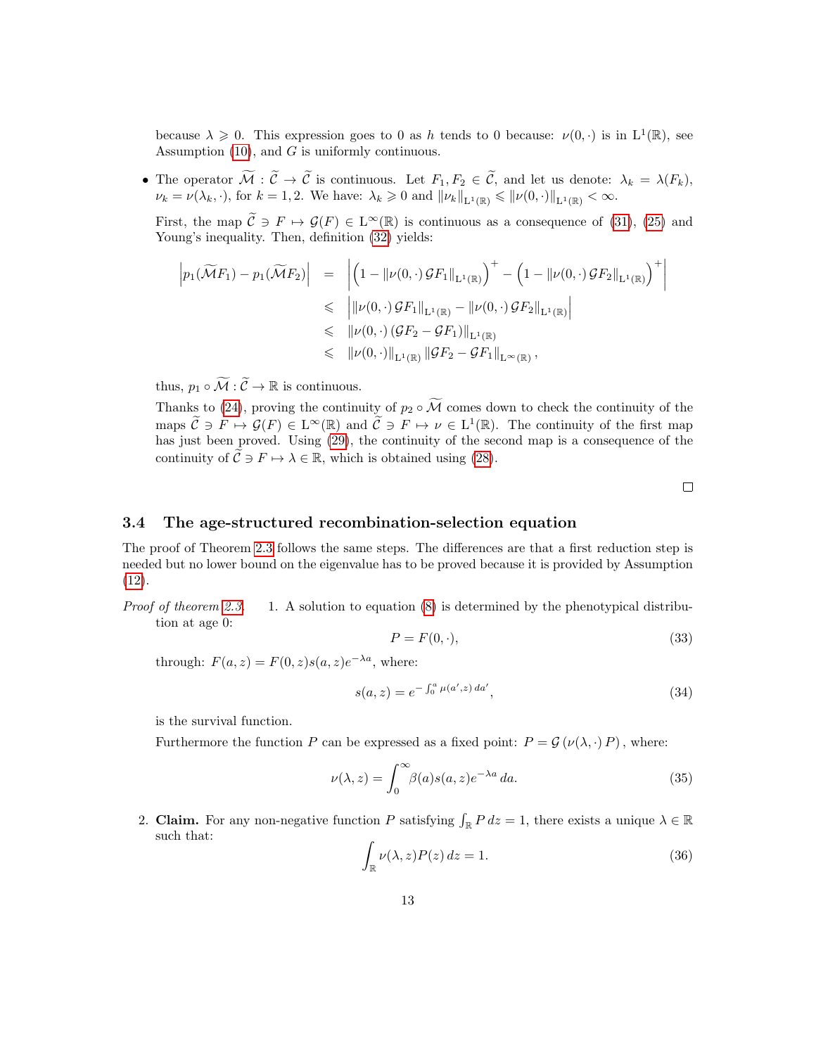because $\lambda \geqslant 0$. This expression goes to 0 as $h$ tends to 0 because: $\nu(0,\cdot)$ is in $\mathrm{L}^1(\mathbb{R})$, see Assumption (10), and $G$ is uniformly continuous.

- The operator $\widetilde{\mathcal{M}} : \widetilde{\mathcal{C}} \to \widetilde{\mathcal{C}}$ is continuous. Let $F_1, F_2 \in \widetilde{\mathcal{C}}$, and let us denote: $\lambda_k = \lambda(F_k)$, $\nu_k = \nu(\lambda_k, \cdot)$, for $k = 1, 2$. We have: $\lambda_k \geqslant 0$ and $\|\nu_k\|_{\mathrm{L}^1(\mathbb{R})} \leqslant \|\nu(0,\cdot)\|_{\mathrm{L}^1(\mathbb{R})} < \infty$.

  First, the map $\widetilde{\mathcal{C}} \ni F \mapsto \mathcal{G}(F) \in \mathrm{L}^\infty(\mathbb{R})$ is continuous as a consequence of (31), (25) and Young's inequality. Then, definition (32) yields:

$$
\begin{aligned}
\left| p_1(\widetilde{\mathcal{M}}F_1) - p_1(\widetilde{\mathcal{M}}F_2) \right| &= \left| \left(1 - \|\nu(0,\cdot)\,\mathcal{G}F_1\|_{\mathrm{L}^1(\mathbb{R})}\right)^+ - \left(1 - \|\nu(0,\cdot)\,\mathcal{G}F_2\|_{\mathrm{L}^1(\mathbb{R})}\right)^+ \right| \\
&\leqslant \left| \|\nu(0,\cdot)\,\mathcal{G}F_1\|_{\mathrm{L}^1(\mathbb{R})} - \|\nu(0,\cdot)\,\mathcal{G}F_2\|_{\mathrm{L}^1(\mathbb{R})} \right| \\
&\leqslant \|\nu(0,\cdot)\,(\mathcal{G}F_2 - \mathcal{G}F_1)\|_{\mathrm{L}^1(\mathbb{R})} \\
&\leqslant \|\nu(0,\cdot)\|_{\mathrm{L}^1(\mathbb{R})} \|\mathcal{G}F_2 - \mathcal{G}F_1\|_{\mathrm{L}^\infty(\mathbb{R})},
\end{aligned}
$$

  thus, $p_1 \circ \widetilde{\mathcal{M}} : \widetilde{\mathcal{C}} \to \mathbb{R}$ is continuous.

  Thanks to (24), proving the continuity of $p_2 \circ \widetilde{\mathcal{M}}$ comes down to check the continuity of the maps $\widetilde{\mathcal{C}} \ni F \mapsto \mathcal{G}(F) \in \mathrm{L}^\infty(\mathbb{R})$ and $\widetilde{\mathcal{C}} \ni F \mapsto \nu \in \mathrm{L}^1(\mathbb{R})$. The continuity of the first map has just been proved. Using (29), the continuity of the second map is a consequence of the continuity of $\widetilde{\mathcal{C}} \ni F \mapsto \lambda \in \mathbb{R}$, which is obtained using (28).

□

### 3.4 The age-structured recombination-selection equation

The proof of Theorem 2.3 follows the same steps. The differences are that a first reduction step is needed but no lower bound on the eigenvalue has to be proved because it is provided by Assumption (12).

*Proof of theorem 2.3.*

1. A solution to equation (8) is determined by the phenotypical distribution at age 0:

$$
P = F(0,\cdot), \tag{33}
$$

   through: $F(a,z) = F(0,z)s(a,z)e^{-\lambda a}$, where:

$$
s(a,z) = e^{-\int_0^a \mu(a',z)\,da'}, \tag{34}
$$

   is the survival function.

   Furthermore the function $P$ can be expressed as a fixed point: $P = \mathcal{G}\left(\nu(\lambda,\cdot)\,P\right)$, where:

$$
\nu(\lambda,z) = \int_0^\infty \beta(a)s(a,z)e^{-\lambda a}\,da. \tag{35}
$$

2. **Claim.** For any non-negative function $P$ satisfying $\int_{\mathbb{R}} P\,dz = 1$, there exists a unique $\lambda \in \mathbb{R}$ such that:

$$
\int_{\mathbb{R}} \nu(\lambda,z)P(z)\,dz = 1. \tag{36}
$$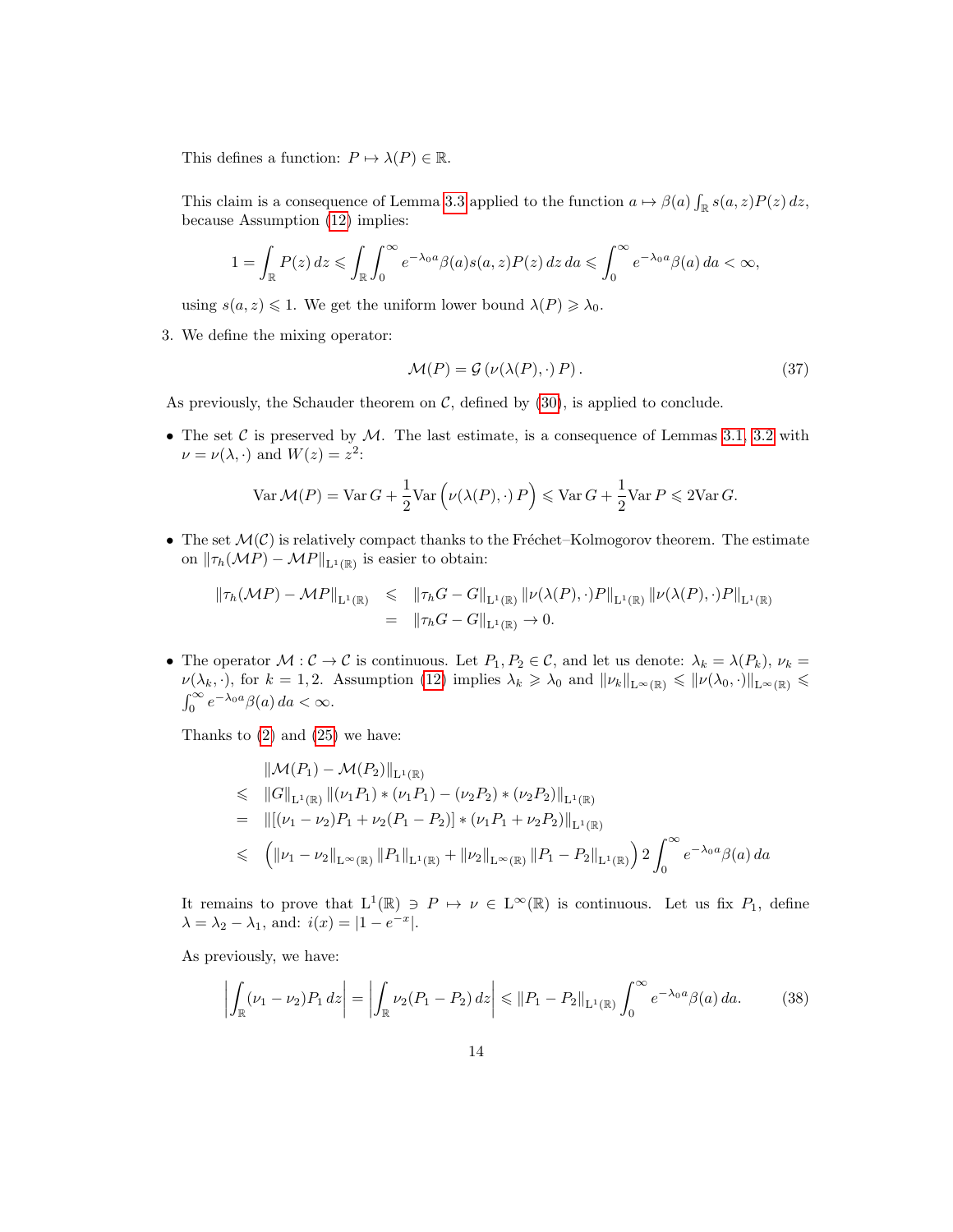This defines a function: $P \mapsto \lambda(P) \in \mathbb{R}$.

This claim is a consequence of Lemma 3.3 applied to the function $a \mapsto \beta(a) \int_{\mathbb{R}} s(a,z) P(z)\, dz$, because Assumption (12) implies:

$$1 = \int_{\mathbb{R}} P(z)\, dz \leqslant \int_{\mathbb{R}} \int_0^\infty e^{-\lambda_0 a} \beta(a) s(a,z) P(z)\, dz\, da \leqslant \int_0^\infty e^{-\lambda_0 a} \beta(a)\, da < \infty,$$

using $s(a,z) \leqslant 1$. We get the uniform lower bound $\lambda(P) \geqslant \lambda_0$.

3. We define the mixing operator:

$$\mathcal{M}(P) = \mathcal{G}\left(\nu(\lambda(P), \cdot)\, P\right). \tag{37}$$

As previously, the Schauder theorem on $\mathcal{C}$, defined by (30), is applied to conclude.

- The set $\mathcal{C}$ is preserved by $\mathcal{M}$. The last estimate, is a consequence of Lemmas 3.1, 3.2 with $\nu = \nu(\lambda, \cdot)$ and $W(z) = z^2$:

$$\operatorname{Var} \mathcal{M}(P) = \operatorname{Var} G + \frac{1}{2} \operatorname{Var}\left(\nu(\lambda(P), \cdot)\, P\right) \leqslant \operatorname{Var} G + \frac{1}{2} \operatorname{Var} P \leqslant 2 \operatorname{Var} G.$$

- The set $\mathcal{M}(\mathcal{C})$ is relatively compact thanks to the Fréchet–Kolmogorov theorem. The estimate on $\|\tau_h(\mathcal{M}P) - \mathcal{M}P\|_{\mathrm{L}^1(\mathbb{R})}$ is easier to obtain:

$$\begin{aligned}
\|\tau_h(\mathcal{M}P) - \mathcal{M}P\|_{\mathrm{L}^1(\mathbb{R})} &\leqslant \|\tau_h G - G\|_{\mathrm{L}^1(\mathbb{R})} \|\nu(\lambda(P), \cdot) P\|_{\mathrm{L}^1(\mathbb{R})} \|\nu(\lambda(P), \cdot) P\|_{\mathrm{L}^1(\mathbb{R})} \\
&= \|\tau_h G - G\|_{\mathrm{L}^1(\mathbb{R})} \to 0.
\end{aligned}$$

- The operator $\mathcal{M} : \mathcal{C} \to \mathcal{C}$ is continuous. Let $P_1, P_2 \in \mathcal{C}$, and let us denote: $\lambda_k = \lambda(P_k)$, $\nu_k = \nu(\lambda_k, \cdot)$, for $k = 1, 2$. Assumption (12) implies $\lambda_k \geqslant \lambda_0$ and $\|\nu_k\|_{\mathrm{L}^\infty(\mathbb{R})} \leqslant \|\nu(\lambda_0, \cdot)\|_{\mathrm{L}^\infty(\mathbb{R})} \leqslant \int_0^\infty e^{-\lambda_0 a} \beta(a)\, da < \infty$.

  Thanks to (2) and (25) we have:

$$\begin{aligned}
& \|\mathcal{M}(P_1) - \mathcal{M}(P_2)\|_{\mathrm{L}^1(\mathbb{R})} \\
\leqslant\ & \|G\|_{\mathrm{L}^1(\mathbb{R})} \|(\nu_1 P_1) * (\nu_1 P_1) - (\nu_2 P_2) * (\nu_2 P_2)\|_{\mathrm{L}^1(\mathbb{R})} \\
=\ & \|[(\nu_1 - \nu_2) P_1 + \nu_2 (P_1 - P_2)] * (\nu_1 P_1 + \nu_2 P_2)\|_{\mathrm{L}^1(\mathbb{R})} \\
\leqslant\ & \left(\|\nu_1 - \nu_2\|_{\mathrm{L}^\infty(\mathbb{R})} \|P_1\|_{\mathrm{L}^1(\mathbb{R})} + \|\nu_2\|_{\mathrm{L}^\infty(\mathbb{R})} \|P_1 - P_2\|_{\mathrm{L}^1(\mathbb{R})}\right) 2 \int_0^\infty e^{-\lambda_0 a} \beta(a)\, da
\end{aligned}$$

  It remains to prove that $\mathrm{L}^1(\mathbb{R}) \ni P \mapsto \nu \in \mathrm{L}^\infty(\mathbb{R})$ is continuous. Let us fix $P_1$, define $\lambda = \lambda_2 - \lambda_1$, and: $i(x) = |1 - e^{-x}|$.

  As previously, we have:

$$\left| \int_{\mathbb{R}} (\nu_1 - \nu_2) P_1\, dz \right| = \left| \int_{\mathbb{R}} \nu_2 (P_1 - P_2)\, dz \right| \leqslant \|P_1 - P_2\|_{\mathrm{L}^1(\mathbb{R})} \int_0^\infty e^{-\lambda_0 a} \beta(a)\, da. \tag{38}$$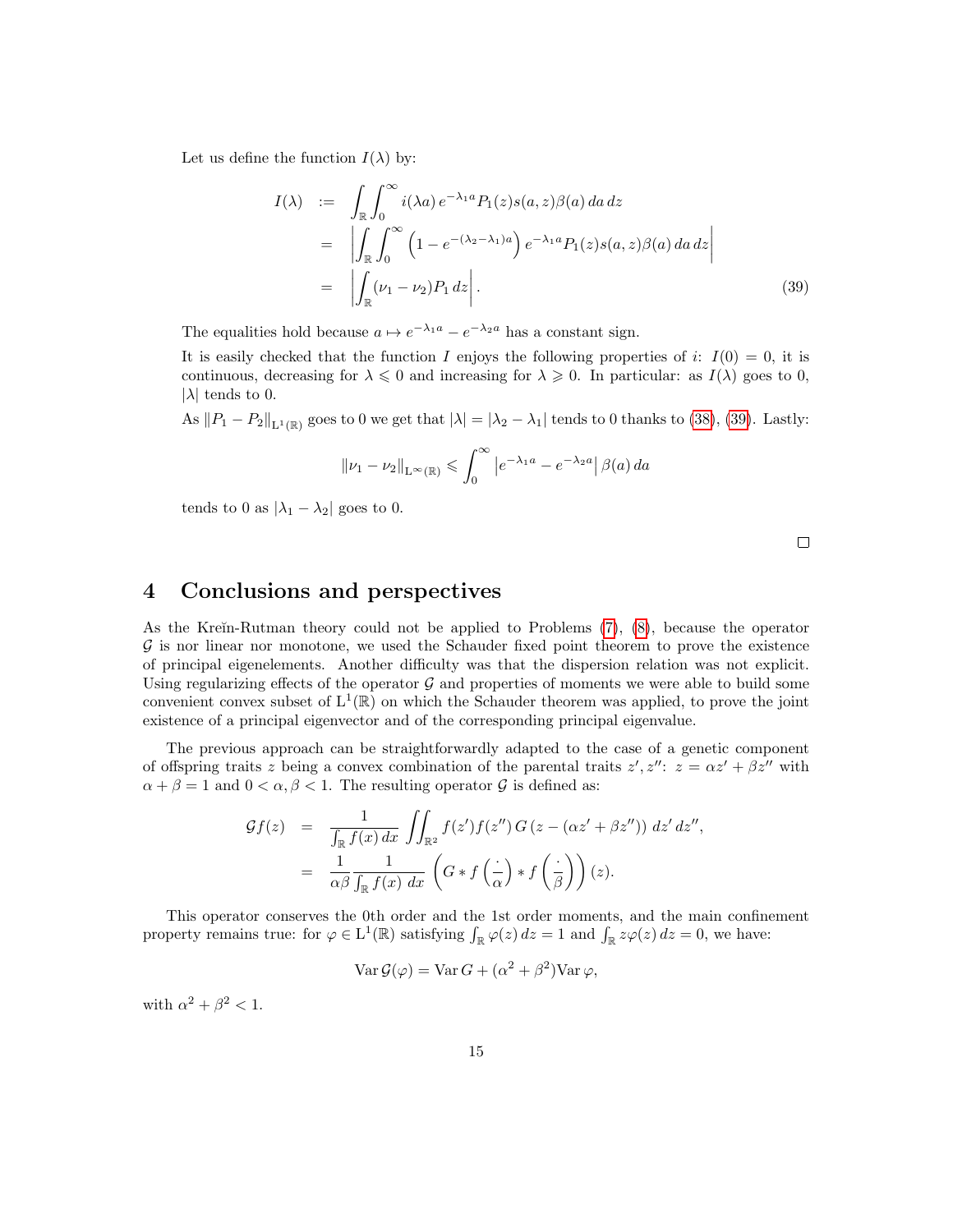Let us define the function $I(\lambda)$ by:

$$
\begin{aligned}
I(\lambda) &:= \int_{\mathbb{R}} \int_0^\infty i(\lambda a)\, e^{-\lambda_1 a} P_1(z) s(a,z) \beta(a)\, da\, dz \\
&= \left| \int_{\mathbb{R}} \int_0^\infty \left(1 - e^{-(\lambda_2 - \lambda_1)a}\right) e^{-\lambda_1 a} P_1(z) s(a,z) \beta(a)\, da\, dz \right| \\
&= \left| \int_{\mathbb{R}} (\nu_1 - \nu_2) P_1\, dz \right|. \qquad (39)
\end{aligned}
$$

The equalities hold because $a \mapsto e^{-\lambda_1 a} - e^{-\lambda_2 a}$ has a constant sign.

It is easily checked that the function $I$ enjoys the following properties of $i$: $I(0) = 0$, it is continuous, decreasing for $\lambda \leqslant 0$ and increasing for $\lambda \geqslant 0$. In particular: as $I(\lambda)$ goes to 0, $|\lambda|$ tends to 0.

As $\|P_1 - P_2\|_{\mathrm{L}^1(\mathbb{R})}$ goes to 0 we get that $|\lambda| = |\lambda_2 - \lambda_1|$ tends to 0 thanks to (38), (39). Lastly:

$$
\|\nu_1 - \nu_2\|_{\mathrm{L}^\infty(\mathbb{R})} \leqslant \int_0^\infty \left| e^{-\lambda_1 a} - e^{-\lambda_2 a} \right| \beta(a)\, da
$$

tends to 0 as $|\lambda_1 - \lambda_2|$ goes to 0.

□

# 4 Conclusions and perspectives

As the Kreĭn-Rutman theory could not be applied to Problems (7), (8), because the operator $\mathcal{G}$ is nor linear nor monotone, we used the Schauder fixed point theorem to prove the existence of principal eigenelements. Another difficulty was that the dispersion relation was not explicit. Using regularizing effects of the operator $\mathcal{G}$ and properties of moments we were able to build some convenient convex subset of $\mathrm{L}^1(\mathbb{R})$ on which the Schauder theorem was applied, to prove the joint existence of a principal eigenvector and of the corresponding principal eigenvalue.

The previous approach can be straightforwardly adapted to the case of a genetic component of offspring traits $z$ being a convex combination of the parental traits $z', z''$: $z = \alpha z' + \beta z''$ with $\alpha + \beta = 1$ and $0 < \alpha, \beta < 1$. The resulting operator $\mathcal{G}$ is defined as:

$$
\begin{aligned}
\mathcal{G}f(z) &= \frac{1}{\int_{\mathbb{R}} f(x)\, dx} \iint_{\mathbb{R}^2} f(z') f(z'')\, G\left(z - (\alpha z' + \beta z'')\right)\, dz'\, dz'', \\
&= \frac{1}{\alpha\beta} \frac{1}{\int_{\mathbb{R}} f(x)\, dx} \left( G * f\left(\frac{\cdot}{\alpha}\right) * f\left(\frac{\cdot}{\beta}\right) \right)(z).
\end{aligned}
$$

This operator conserves the 0th order and the 1st order moments, and the main confinement property remains true: for $\varphi \in \mathrm{L}^1(\mathbb{R})$ satisfying $\int_{\mathbb{R}} \varphi(z)\, dz = 1$ and $\int_{\mathbb{R}} z\varphi(z)\, dz = 0$, we have:

$$
\operatorname{Var} \mathcal{G}(\varphi) = \operatorname{Var} G + (\alpha^2 + \beta^2) \operatorname{Var} \varphi,
$$

with $\alpha^2 + \beta^2 < 1$.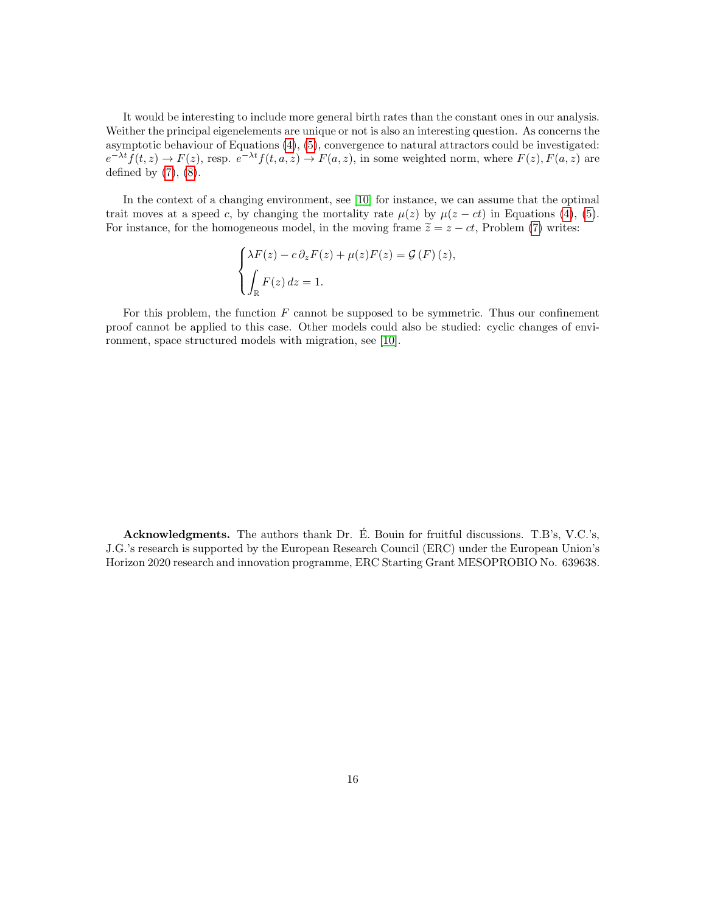It would be interesting to include more general birth rates than the constant ones in our analysis. Weither the principal eigenelements are unique or not is also an interesting question. As concerns the asymptotic behaviour of Equations (4), (5), convergence to natural attractors could be investigated: $e^{-\lambda t} f(t,z) \to F(z)$, resp. $e^{-\lambda t} f(t,a,z) \to F(a,z)$, in some weighted norm, where $F(z), F(a,z)$ are defined by (7), (8).

In the context of a changing environment, see [10] for instance, we can assume that the optimal trait moves at a speed $c$, by changing the mortality rate $\mu(z)$ by $\mu(z-ct)$ in Equations (4), (5). For instance, for the homogeneous model, in the moving frame $\widetilde{z} = z - ct$, Problem (7) writes:

$$
\begin{cases}
\lambda F(z) - c\,\partial_z F(z) + \mu(z) F(z) = \mathcal{G}\left(F\right)(z), \\
\displaystyle\int_{\mathbb{R}} F(z)\,dz = 1.
\end{cases}
$$

For this problem, the function $F$ cannot be supposed to be symmetric. Thus our confinement proof cannot be applied to this case. Other models could also be studied: cyclic changes of environment, space structured models with migration, see [10].

**Acknowledgments.** The authors thank Dr. É. Bouin for fruitful discussions. T.B's, V.C.'s, J.G.'s research is supported by the European Research Council (ERC) under the European Union's Horizon 2020 research and innovation programme, ERC Starting Grant MESOPROBIO No. 639638.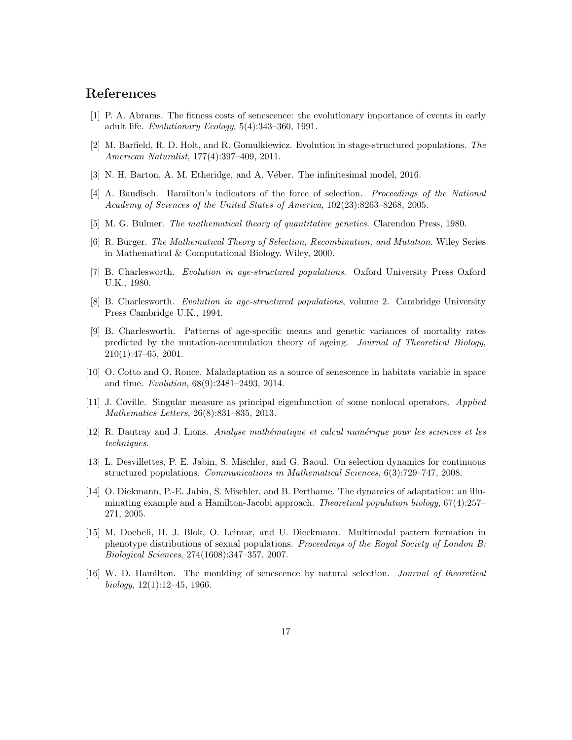# References

[1] P. A. Abrams. The fitness costs of senescence: the evolutionary importance of events in early adult life. *Evolutionary Ecology*, 5(4):343–360, 1991.

[2] M. Barfield, R. D. Holt, and R. Gomulkiewicz. Evolution in stage-structured populations. *The American Naturalist*, 177(4):397–409, 2011.

[3] N. H. Barton, A. M. Etheridge, and A. Véber. The infinitesimal model, 2016.

[4] A. Baudisch. Hamilton's indicators of the force of selection. *Proceedings of the National Academy of Sciences of the United States of America*, 102(23):8263–8268, 2005.

[5] M. G. Bulmer. *The mathematical theory of quantitative genetics*. Clarendon Press, 1980.

[6] R. Bürger. *The Mathematical Theory of Selection, Recombination, and Mutation*. Wiley Series in Mathematical & Computational Biology. Wiley, 2000.

[7] B. Charlesworth. *Evolution in age-structured populations*. Oxford University Press Oxford U.K., 1980.

[8] B. Charlesworth. *Evolution in age-structured populations*, volume 2. Cambridge University Press Cambridge U.K., 1994.

[9] B. Charlesworth. Patterns of age-specific means and genetic variances of mortality rates predicted by the mutation-accumulation theory of ageing. *Journal of Theoretical Biology*, 210(1):47–65, 2001.

[10] O. Cotto and O. Ronce. Maladaptation as a source of senescence in habitats variable in space and time. *Evolution*, 68(9):2481–2493, 2014.

[11] J. Coville. Singular measure as principal eigenfunction of some nonlocal operators. *Applied Mathematics Letters*, 26(8):831–835, 2013.

[12] R. Dautray and J. Lions. *Analyse mathématique et calcul numérique pour les sciences et les techniques*.

[13] L. Desvillettes, P. E. Jabin, S. Mischler, and G. Raoul. On selection dynamics for continuous structured populations. *Communications in Mathematical Sciences*, 6(3):729–747, 2008.

[14] O. Diekmann, P.-E. Jabin, S. Mischler, and B. Perthame. The dynamics of adaptation: an illuminating example and a Hamilton-Jacobi approach. *Theoretical population biology*, 67(4):257–271, 2005.

[15] M. Doebeli, H. J. Blok, O. Leimar, and U. Dieckmann. Multimodal pattern formation in phenotype distributions of sexual populations. *Proceedings of the Royal Society of London B: Biological Sciences*, 274(1608):347–357, 2007.

[16] W. D. Hamilton. The moulding of senescence by natural selection. *Journal of theoretical biology*, 12(1):12–45, 1966.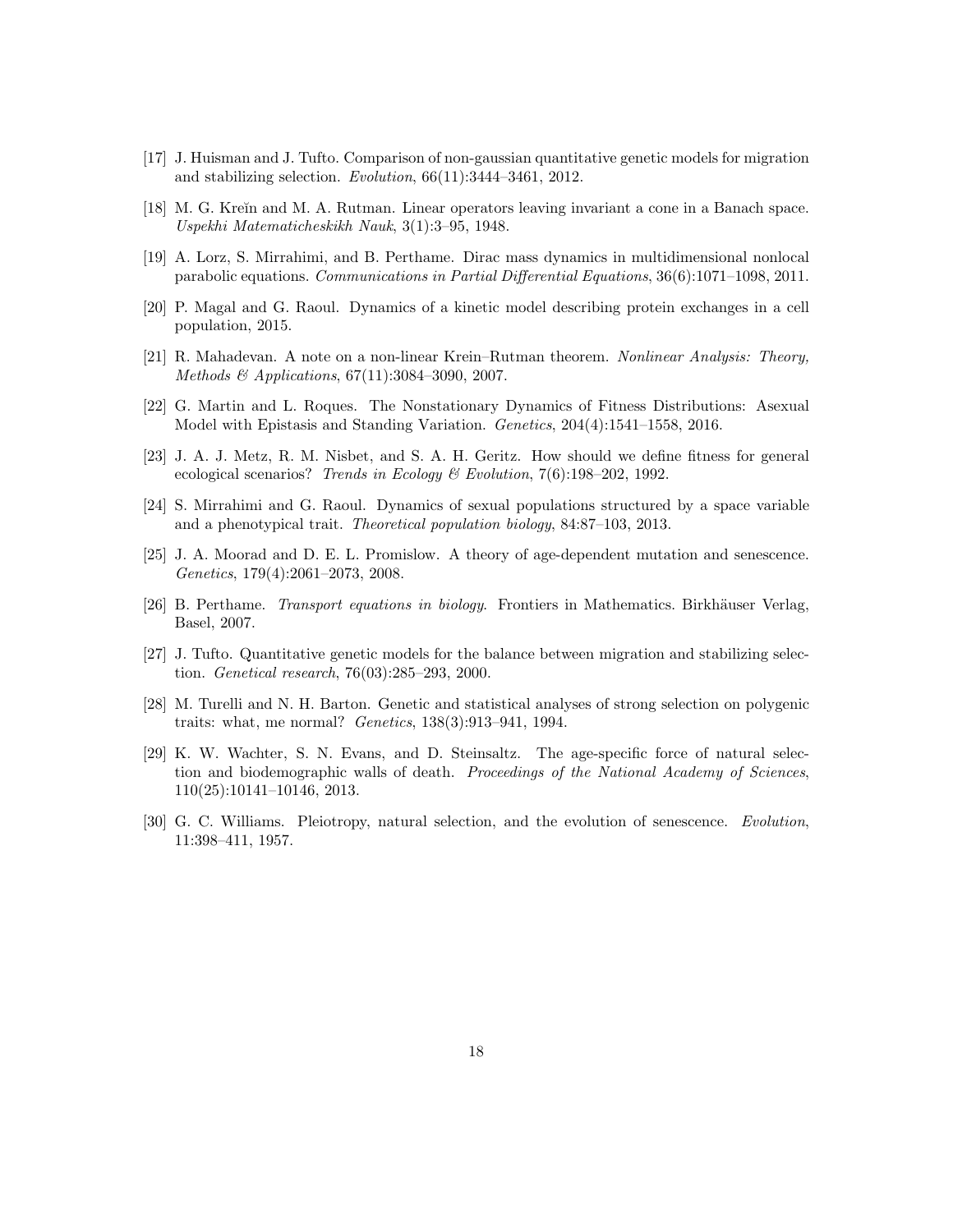[17] J. Huisman and J. Tufto. Comparison of non-gaussian quantitative genetic models for migration and stabilizing selection. *Evolution*, 66(11):3444–3461, 2012.

[18] M. G. Kreĭn and M. A. Rutman. Linear operators leaving invariant a cone in a Banach space. *Uspekhi Matematicheskikh Nauk*, 3(1):3–95, 1948.

[19] A. Lorz, S. Mirrahimi, and B. Perthame. Dirac mass dynamics in multidimensional nonlocal parabolic equations. *Communications in Partial Differential Equations*, 36(6):1071–1098, 2011.

[20] P. Magal and G. Raoul. Dynamics of a kinetic model describing protein exchanges in a cell population, 2015.

[21] R. Mahadevan. A note on a non-linear Krein–Rutman theorem. *Nonlinear Analysis: Theory, Methods & Applications*, 67(11):3084–3090, 2007.

[22] G. Martin and L. Roques. The Nonstationary Dynamics of Fitness Distributions: Asexual Model with Epistasis and Standing Variation. *Genetics*, 204(4):1541–1558, 2016.

[23] J. A. J. Metz, R. M. Nisbet, and S. A. H. Geritz. How should we define fitness for general ecological scenarios? *Trends in Ecology & Evolution*, 7(6):198–202, 1992.

[24] S. Mirrahimi and G. Raoul. Dynamics of sexual populations structured by a space variable and a phenotypical trait. *Theoretical population biology*, 84:87–103, 2013.

[25] J. A. Moorad and D. E. L. Promislow. A theory of age-dependent mutation and senescence. *Genetics*, 179(4):2061–2073, 2008.

[26] B. Perthame. *Transport equations in biology*. Frontiers in Mathematics. Birkhäuser Verlag, Basel, 2007.

[27] J. Tufto. Quantitative genetic models for the balance between migration and stabilizing selection. *Genetical research*, 76(03):285–293, 2000.

[28] M. Turelli and N. H. Barton. Genetic and statistical analyses of strong selection on polygenic traits: what, me normal? *Genetics*, 138(3):913–941, 1994.

[29] K. W. Wachter, S. N. Evans, and D. Steinsaltz. The age-specific force of natural selection and biodemographic walls of death. *Proceedings of the National Academy of Sciences*, 110(25):10141–10146, 2013.

[30] G. C. Williams. Pleiotropy, natural selection, and the evolution of senescence. *Evolution*, 11:398–411, 1957.